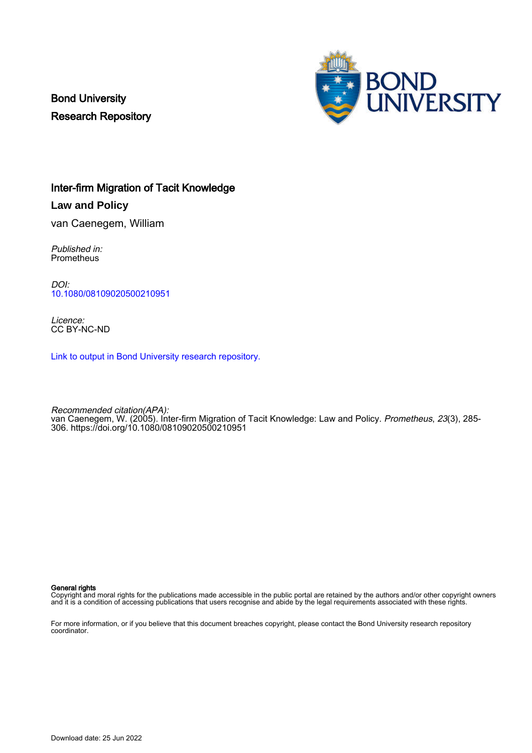Bond University
Research Repository

# Inter-firm Migration of Tacit Knowledge

## Law and Policy

van Caenegem, William

*Published in:*
Prometheus

*DOI:*
10.1080/08109020500210951

*Licence:*
CC BY-NC-ND

Link to output in Bond University research repository.

*Recommended citation(APA):*
van Caenegem, W. (2005). Inter-firm Migration of Tacit Knowledge: Law and Policy. *Prometheus*, *23*(3), 285-306. https://doi.org/10.1080/08109020500210951

**General rights**
Copyright and moral rights for the publications made accessible in the public portal are retained by the authors and/or other copyright owners and it is a condition of accessing publications that users recognise and abide by the legal requirements associated with these rights.

For more information, or if you believe that this document breaches copyright, please contact the Bond University research repository coordinator.

Download date: 25 Jun 2022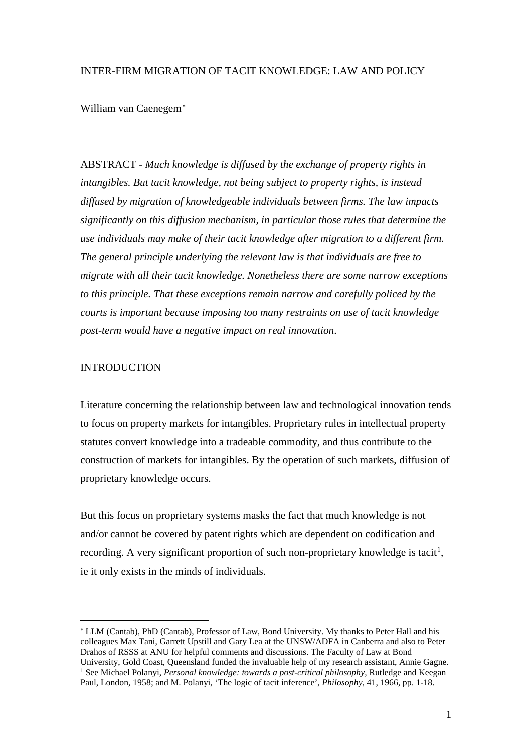# INTER-FIRM MIGRATION OF TACIT KNOWLEDGE: LAW AND POLICY

William van Caenegem[*]

ABSTRACT - *Much knowledge is diffused by the exchange of property rights in intangibles. But tacit knowledge, not being subject to property rights, is instead diffused by migration of knowledgeable individuals between firms. The law impacts significantly on this diffusion mechanism, in particular those rules that determine the use individuals may make of their tacit knowledge after migration to a different firm. The general principle underlying the relevant law is that individuals are free to migrate with all their tacit knowledge. Nonetheless there are some narrow exceptions to this principle. That these exceptions remain narrow and carefully policed by the courts is important because imposing too many restraints on use of tacit knowledge post-term would have a negative impact on real innovation*.

## INTRODUCTION

Literature concerning the relationship between law and technological innovation tends to focus on property markets for intangibles. Proprietary rules in intellectual property statutes convert knowledge into a tradeable commodity, and thus contribute to the construction of markets for intangibles. By the operation of such markets, diffusion of proprietary knowledge occurs.

But this focus on proprietary systems masks the fact that much knowledge is not and/or cannot be covered by patent rights which are dependent on codification and recording. A very significant proportion of such non-proprietary knowledge is tacit[1], ie it only exists in the minds of individuals.

---

[*] LLM (Cantab), PhD (Cantab), Professor of Law, Bond University. My thanks to Peter Hall and his colleagues Max Tani, Garrett Upstill and Gary Lea at the UNSW/ADFA in Canberra and also to Peter Drahos of RSSS at ANU for helpful comments and discussions. The Faculty of Law at Bond University, Gold Coast, Queensland funded the invaluable help of my research assistant, Annie Gagne.

[1] See Michael Polanyi, *Personal knowledge: towards a post-critical philosophy,* Rutledge and Keegan Paul, London, 1958; and M. Polanyi, 'The logic of tacit inference', *Philosophy,* 41, 1966, pp. 1-18.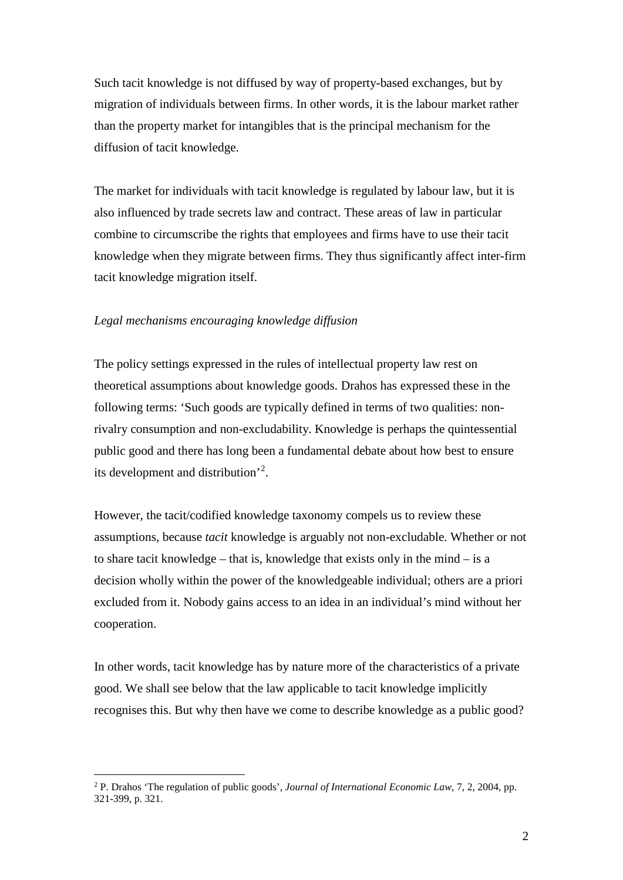Such tacit knowledge is not diffused by way of property-based exchanges, but by migration of individuals between firms. In other words, it is the labour market rather than the property market for intangibles that is the principal mechanism for the diffusion of tacit knowledge.

The market for individuals with tacit knowledge is regulated by labour law, but it is also influenced by trade secrets law and contract. These areas of law in particular combine to circumscribe the rights that employees and firms have to use their tacit knowledge when they migrate between firms. They thus significantly affect inter-firm tacit knowledge migration itself.

*Legal mechanisms encouraging knowledge diffusion*

The policy settings expressed in the rules of intellectual property law rest on theoretical assumptions about knowledge goods. Drahos has expressed these in the following terms: 'Such goods are typically defined in terms of two qualities: non-rivalry consumption and non-excludability. Knowledge is perhaps the quintessential public good and there has long been a fundamental debate about how best to ensure its development and distribution'[2].

However, the tacit/codified knowledge taxonomy compels us to review these assumptions, because *tacit* knowledge is arguably not non-excludable. Whether or not to share tacit knowledge – that is, knowledge that exists only in the mind – is a decision wholly within the power of the knowledgeable individual; others are a priori excluded from it. Nobody gains access to an idea in an individual's mind without her cooperation.

In other words, tacit knowledge has by nature more of the characteristics of a private good. We shall see below that the law applicable to tacit knowledge implicitly recognises this. But why then have we come to describe knowledge as a public good?

[2] P. Drahos 'The regulation of public goods', *Journal of International Economic Law*, 7, 2, 2004, pp. 321-399, p. 321.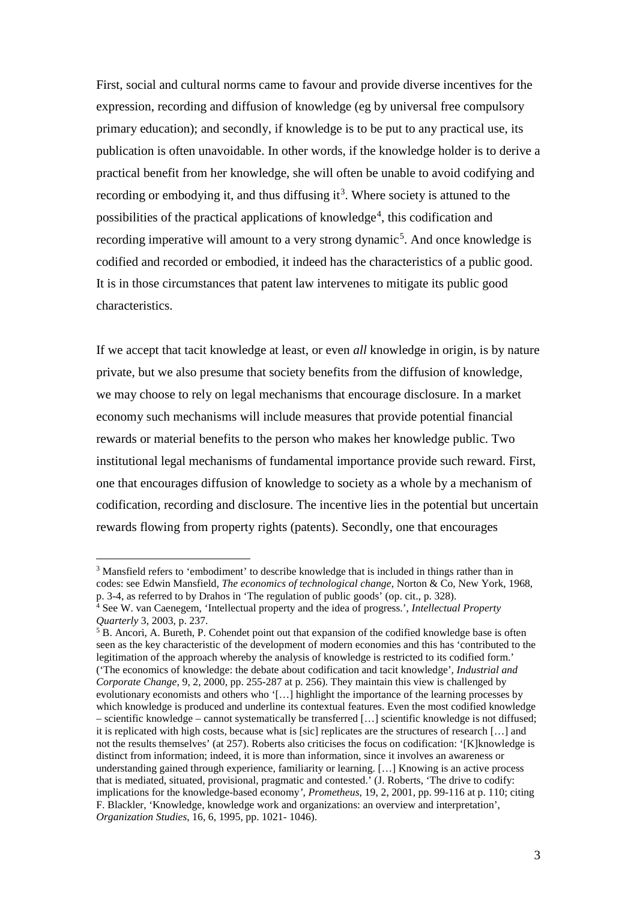First, social and cultural norms came to favour and provide diverse incentives for the expression, recording and diffusion of knowledge (eg by universal free compulsory primary education); and secondly, if knowledge is to be put to any practical use, its publication is often unavoidable. In other words, if the knowledge holder is to derive a practical benefit from her knowledge, she will often be unable to avoid codifying and recording or embodying it, and thus diffusing it[3]. Where society is attuned to the possibilities of the practical applications of knowledge[4], this codification and recording imperative will amount to a very strong dynamic[5]. And once knowledge is codified and recorded or embodied, it indeed has the characteristics of a public good. It is in those circumstances that patent law intervenes to mitigate its public good characteristics.

If we accept that tacit knowledge at least, or even *all* knowledge in origin, is by nature private, but we also presume that society benefits from the diffusion of knowledge, we may choose to rely on legal mechanisms that encourage disclosure. In a market economy such mechanisms will include measures that provide potential financial rewards or material benefits to the person who makes her knowledge public. Two institutional legal mechanisms of fundamental importance provide such reward. First, one that encourages diffusion of knowledge to society as a whole by a mechanism of codification, recording and disclosure. The incentive lies in the potential but uncertain rewards flowing from property rights (patents). Secondly, one that encourages

---

[3] Mansfield refers to 'embodiment' to describe knowledge that is included in things rather than in codes: see Edwin Mansfield, *The economics of technological change*, Norton & Co, New York, 1968, p. 3-4, as referred to by Drahos in 'The regulation of public goods' (op. cit., p. 328).

[4] See W. van Caenegem, 'Intellectual property and the idea of progress.', *Intellectual Property Quarterly* 3, 2003, p. 237.

[5] B. Ancori, A. Bureth, P. Cohendet point out that expansion of the codified knowledge base is often seen as the key characteristic of the development of modern economies and this has 'contributed to the legitimation of the approach whereby the analysis of knowledge is restricted to its codified form.' ('The economics of knowledge: the debate about codification and tacit knowledge', *Industrial and Corporate Change*, 9, 2, 2000, pp. 255-287 at p. 256). They maintain this view is challenged by evolutionary economists and others who '[…] highlight the importance of the learning processes by which knowledge is produced and underline its contextual features. Even the most codified knowledge – scientific knowledge – cannot systematically be transferred […] scientific knowledge is not diffused; it is replicated with high costs, because what is [sic] replicates are the structures of research […] and not the results themselves' (at 257). Roberts also criticises the focus on codification: '[K]knowledge is distinct from information; indeed, it is more than information, since it involves an awareness or understanding gained through experience, familiarity or learning. […] Knowing is an active process that is mediated, situated, provisional, pragmatic and contested.' (J. Roberts, 'The drive to codify: implications for the knowledge-based economy', *Prometheus*, 19, 2, 2001, pp. 99-116 at p. 110; citing F. Blackler, 'Knowledge, knowledge work and organizations: an overview and interpretation', *Organization Studies*, 16, 6, 1995, pp. 1021- 1046).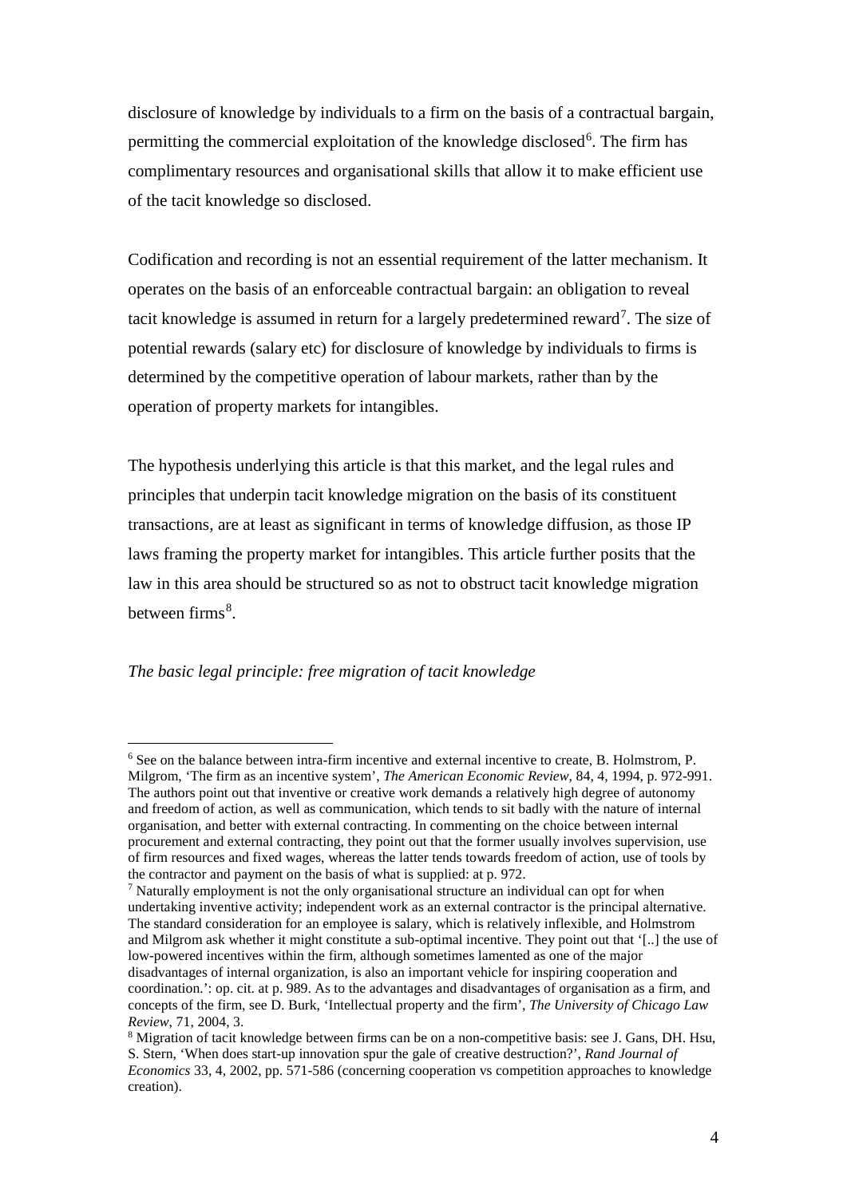disclosure of knowledge by individuals to a firm on the basis of a contractual bargain, permitting the commercial exploitation of the knowledge disclosed[6]. The firm has complimentary resources and organisational skills that allow it to make efficient use of the tacit knowledge so disclosed.

Codification and recording is not an essential requirement of the latter mechanism. It operates on the basis of an enforceable contractual bargain: an obligation to reveal tacit knowledge is assumed in return for a largely predetermined reward[7]. The size of potential rewards (salary etc) for disclosure of knowledge by individuals to firms is determined by the competitive operation of labour markets, rather than by the operation of property markets for intangibles.

The hypothesis underlying this article is that this market, and the legal rules and principles that underpin tacit knowledge migration on the basis of its constituent transactions, are at least as significant in terms of knowledge diffusion, as those IP laws framing the property market for intangibles. This article further posits that the law in this area should be structured so as not to obstruct tacit knowledge migration between firms[8].

*The basic legal principle: free migration of tacit knowledge*

---

[6] See on the balance between intra-firm incentive and external incentive to create, B. Holmstrom, P. Milgrom, 'The firm as an incentive system', *The American Economic Review*, 84, 4, 1994, p. 972-991. The authors point out that inventive or creative work demands a relatively high degree of autonomy and freedom of action, as well as communication, which tends to sit badly with the nature of internal organisation, and better with external contracting. In commenting on the choice between internal procurement and external contracting, they point out that the former usually involves supervision, use of firm resources and fixed wages, whereas the latter tends towards freedom of action, use of tools by the contractor and payment on the basis of what is supplied: at p. 972.

[7] Naturally employment is not the only organisational structure an individual can opt for when undertaking inventive activity; independent work as an external contractor is the principal alternative. The standard consideration for an employee is salary, which is relatively inflexible, and Holmstrom and Milgrom ask whether it might constitute a sub-optimal incentive. They point out that '[..] the use of low-powered incentives within the firm, although sometimes lamented as one of the major disadvantages of internal organization, is also an important vehicle for inspiring cooperation and coordination.': op. cit. at p. 989. As to the advantages and disadvantages of organisation as a firm, and concepts of the firm, see D. Burk, 'Intellectual property and the firm', *The University of Chicago Law Review*, 71, 2004, 3.

[8] Migration of tacit knowledge between firms can be on a non-competitive basis: see J. Gans, DH. Hsu, S. Stern, 'When does start-up innovation spur the gale of creative destruction?', *Rand Journal of Economics* 33, 4, 2002, pp. 571-586 (concerning cooperation vs competition approaches to knowledge creation).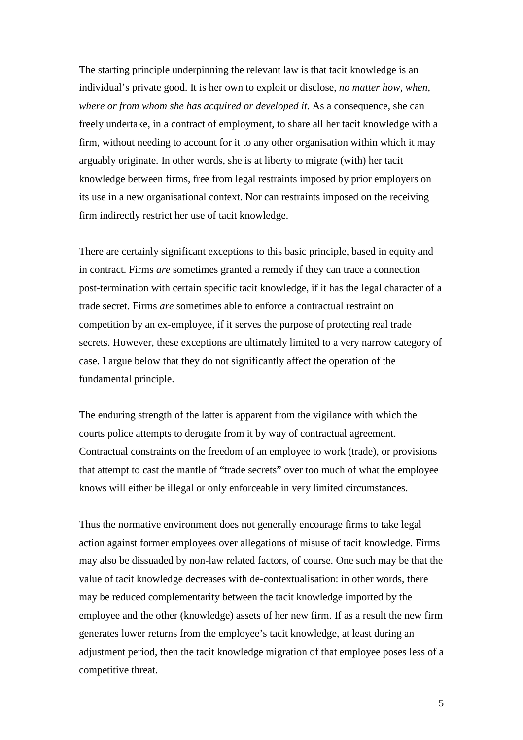The starting principle underpinning the relevant law is that tacit knowledge is an individual's private good. It is her own to exploit or disclose, *no matter how, when, where or from whom she has acquired or developed it*. As a consequence, she can freely undertake, in a contract of employment, to share all her tacit knowledge with a firm, without needing to account for it to any other organisation within which it may arguably originate. In other words, she is at liberty to migrate (with) her tacit knowledge between firms, free from legal restraints imposed by prior employers on its use in a new organisational context. Nor can restraints imposed on the receiving firm indirectly restrict her use of tacit knowledge.

There are certainly significant exceptions to this basic principle, based in equity and in contract. Firms *are* sometimes granted a remedy if they can trace a connection post-termination with certain specific tacit knowledge, if it has the legal character of a trade secret. Firms *are* sometimes able to enforce a contractual restraint on competition by an ex-employee, if it serves the purpose of protecting real trade secrets. However, these exceptions are ultimately limited to a very narrow category of case. I argue below that they do not significantly affect the operation of the fundamental principle.

The enduring strength of the latter is apparent from the vigilance with which the courts police attempts to derogate from it by way of contractual agreement. Contractual constraints on the freedom of an employee to work (trade), or provisions that attempt to cast the mantle of "trade secrets" over too much of what the employee knows will either be illegal or only enforceable in very limited circumstances.

Thus the normative environment does not generally encourage firms to take legal action against former employees over allegations of misuse of tacit knowledge. Firms may also be dissuaded by non-law related factors, of course. One such may be that the value of tacit knowledge decreases with de-contextualisation: in other words, there may be reduced complementarity between the tacit knowledge imported by the employee and the other (knowledge) assets of her new firm. If as a result the new firm generates lower returns from the employee's tacit knowledge, at least during an adjustment period, then the tacit knowledge migration of that employee poses less of a competitive threat.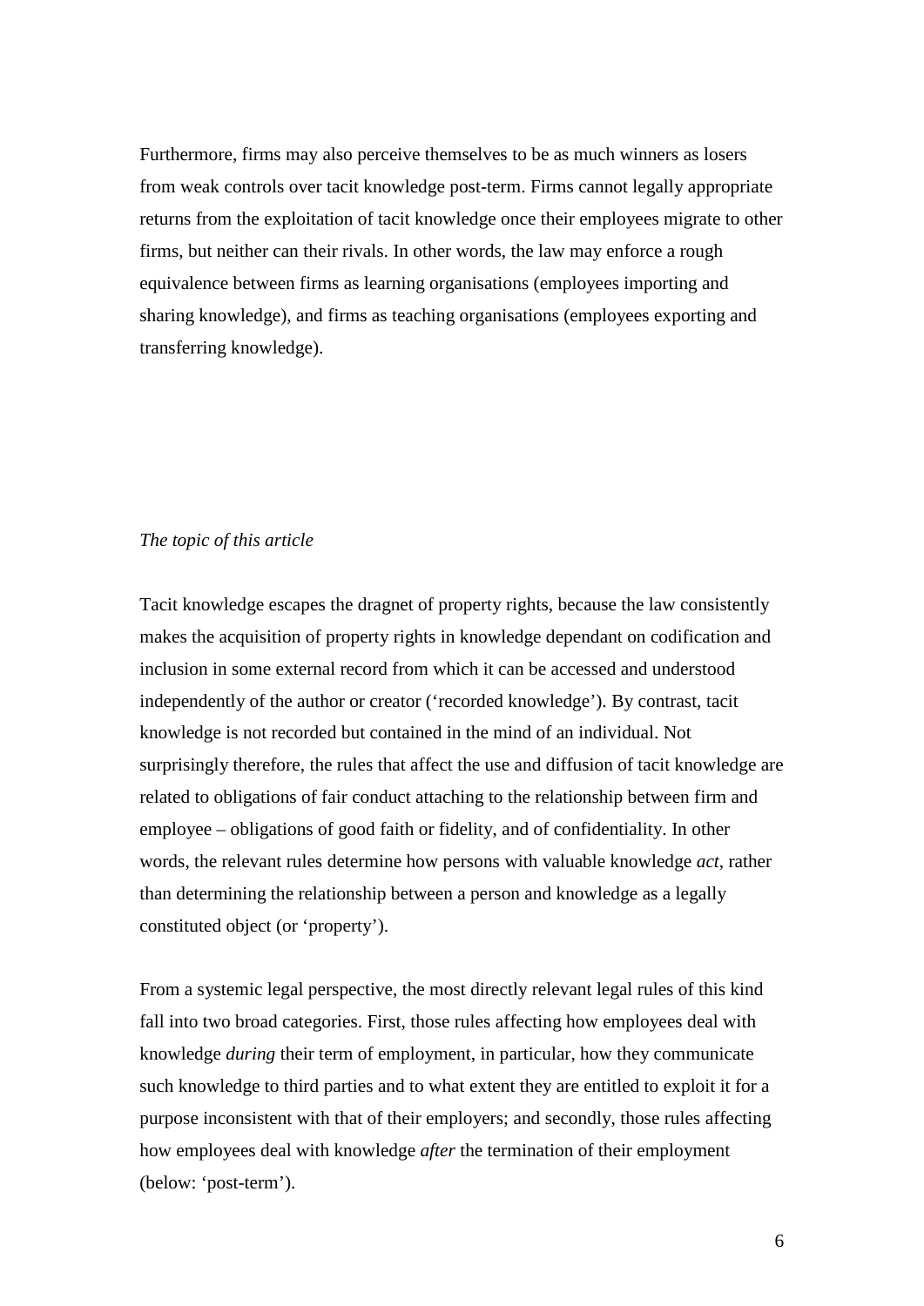Furthermore, firms may also perceive themselves to be as much winners as losers from weak controls over tacit knowledge post-term. Firms cannot legally appropriate returns from the exploitation of tacit knowledge once their employees migrate to other firms, but neither can their rivals. In other words, the law may enforce a rough equivalence between firms as learning organisations (employees importing and sharing knowledge), and firms as teaching organisations (employees exporting and transferring knowledge).

*The topic of this article*

Tacit knowledge escapes the dragnet of property rights, because the law consistently makes the acquisition of property rights in knowledge dependant on codification and inclusion in some external record from which it can be accessed and understood independently of the author or creator ('recorded knowledge'). By contrast, tacit knowledge is not recorded but contained in the mind of an individual. Not surprisingly therefore, the rules that affect the use and diffusion of tacit knowledge are related to obligations of fair conduct attaching to the relationship between firm and employee – obligations of good faith or fidelity, and of confidentiality. In other words, the relevant rules determine how persons with valuable knowledge *act*, rather than determining the relationship between a person and knowledge as a legally constituted object (or 'property').

From a systemic legal perspective, the most directly relevant legal rules of this kind fall into two broad categories. First, those rules affecting how employees deal with knowledge *during* their term of employment, in particular, how they communicate such knowledge to third parties and to what extent they are entitled to exploit it for a purpose inconsistent with that of their employers; and secondly, those rules affecting how employees deal with knowledge *after* the termination of their employment (below: 'post-term').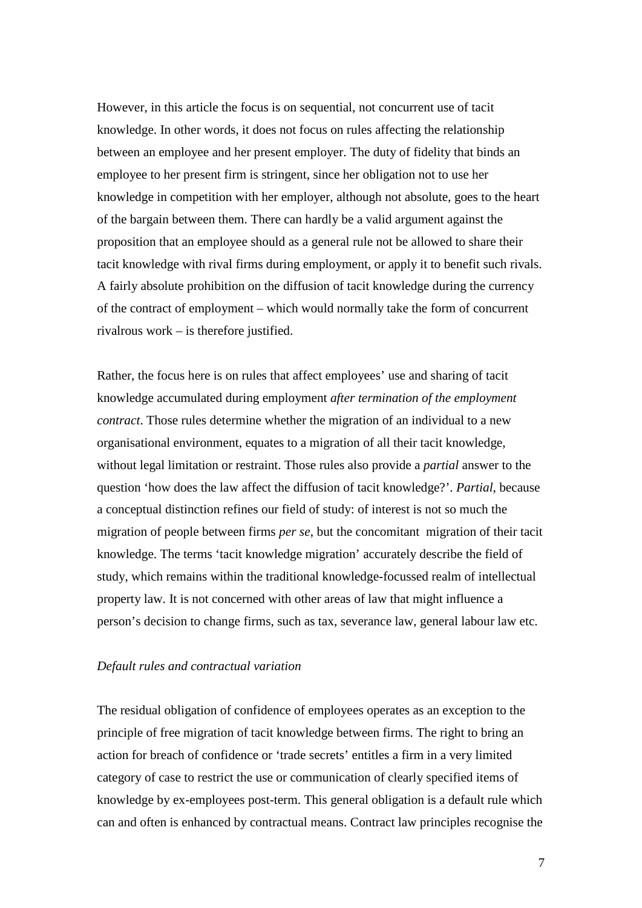However, in this article the focus is on sequential, not concurrent use of tacit knowledge. In other words, it does not focus on rules affecting the relationship between an employee and her present employer. The duty of fidelity that binds an employee to her present firm is stringent, since her obligation not to use her knowledge in competition with her employer, although not absolute, goes to the heart of the bargain between them. There can hardly be a valid argument against the proposition that an employee should as a general rule not be allowed to share their tacit knowledge with rival firms during employment, or apply it to benefit such rivals. A fairly absolute prohibition on the diffusion of tacit knowledge during the currency of the contract of employment – which would normally take the form of concurrent rivalrous work – is therefore justified.

Rather, the focus here is on rules that affect employees' use and sharing of tacit knowledge accumulated during employment *after termination of the employment contract*. Those rules determine whether the migration of an individual to a new organisational environment, equates to a migration of all their tacit knowledge, without legal limitation or restraint. Those rules also provide a *partial* answer to the question 'how does the law affect the diffusion of tacit knowledge?'. *Partial*, because a conceptual distinction refines our field of study: of interest is not so much the migration of people between firms *per se*, but the concomitant migration of their tacit knowledge. The terms 'tacit knowledge migration' accurately describe the field of study, which remains within the traditional knowledge-focussed realm of intellectual property law. It is not concerned with other areas of law that might influence a person's decision to change firms, such as tax, severance law, general labour law etc.

*Default rules and contractual variation*

The residual obligation of confidence of employees operates as an exception to the principle of free migration of tacit knowledge between firms. The right to bring an action for breach of confidence or 'trade secrets' entitles a firm in a very limited category of case to restrict the use or communication of clearly specified items of knowledge by ex-employees post-term. This general obligation is a default rule which can and often is enhanced by contractual means. Contract law principles recognise the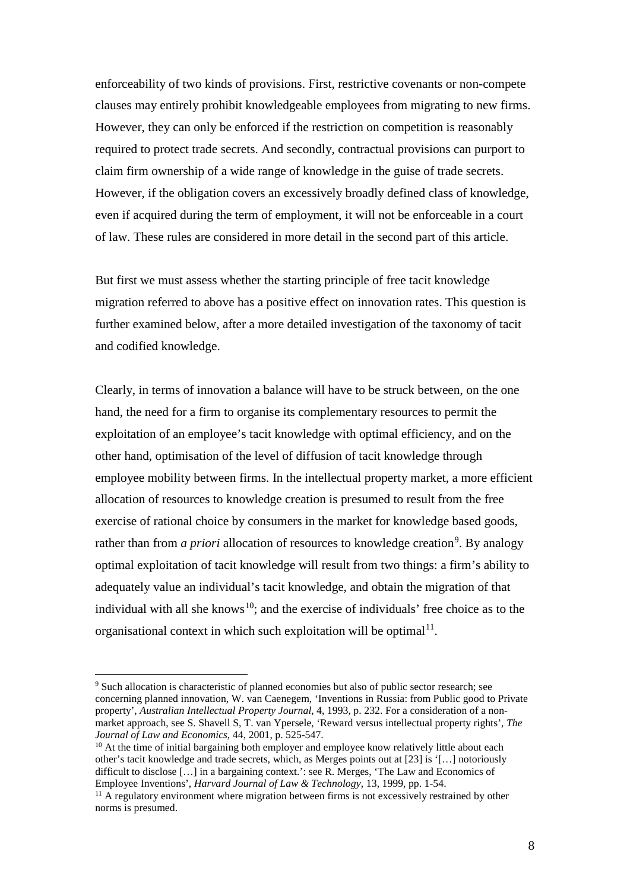enforceability of two kinds of provisions. First, restrictive covenants or non-compete clauses may entirely prohibit knowledgeable employees from migrating to new firms. However, they can only be enforced if the restriction on competition is reasonably required to protect trade secrets. And secondly, contractual provisions can purport to claim firm ownership of a wide range of knowledge in the guise of trade secrets. However, if the obligation covers an excessively broadly defined class of knowledge, even if acquired during the term of employment, it will not be enforceable in a court of law. These rules are considered in more detail in the second part of this article.

But first we must assess whether the starting principle of free tacit knowledge migration referred to above has a positive effect on innovation rates. This question is further examined below, after a more detailed investigation of the taxonomy of tacit and codified knowledge.

Clearly, in terms of innovation a balance will have to be struck between, on the one hand, the need for a firm to organise its complementary resources to permit the exploitation of an employee's tacit knowledge with optimal efficiency, and on the other hand, optimisation of the level of diffusion of tacit knowledge through employee mobility between firms. In the intellectual property market, a more efficient allocation of resources to knowledge creation is presumed to result from the free exercise of rational choice by consumers in the market for knowledge based goods, rather than from *a priori* allocation of resources to knowledge creation[9]. By analogy optimal exploitation of tacit knowledge will result from two things: a firm's ability to adequately value an individual's tacit knowledge, and obtain the migration of that individual with all she knows[10]; and the exercise of individuals' free choice as to the organisational context in which such exploitation will be optimal[11].

---

[9] Such allocation is characteristic of planned economies but also of public sector research; see concerning planned innovation, W. van Caenegem, 'Inventions in Russia: from Public good to Private property', *Australian Intellectual Property Journal*, 4, 1993, p. 232. For a consideration of a non-market approach, see S. Shavell S, T. van Ypersele, 'Reward versus intellectual property rights', *The Journal of Law and Economics*, 44, 2001, p. 525-547.

[10] At the time of initial bargaining both employer and employee know relatively little about each other's tacit knowledge and trade secrets, which, as Merges points out at [23] is '[…] notoriously difficult to disclose […] in a bargaining context.': see R. Merges, 'The Law and Economics of Employee Inventions', *Harvard Journal of Law & Technology*, 13, 1999, pp. 1-54.

[11] A regulatory environment where migration between firms is not excessively restrained by other norms is presumed.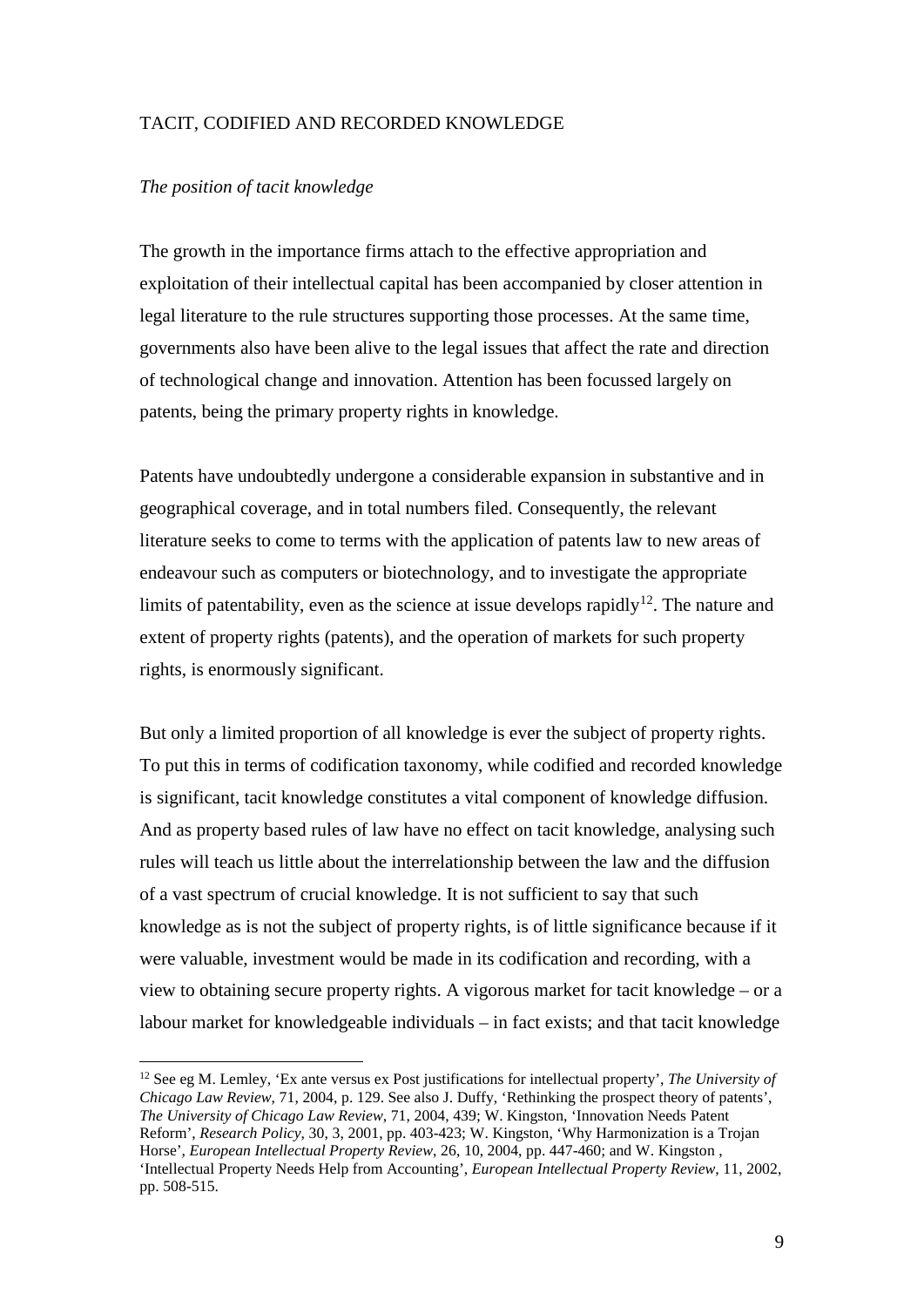## TACIT, CODIFIED AND RECORDED KNOWLEDGE

### *The position of tacit knowledge*

The growth in the importance firms attach to the effective appropriation and exploitation of their intellectual capital has been accompanied by closer attention in legal literature to the rule structures supporting those processes. At the same time, governments also have been alive to the legal issues that affect the rate and direction of technological change and innovation. Attention has been focussed largely on patents, being the primary property rights in knowledge.

Patents have undoubtedly undergone a considerable expansion in substantive and in geographical coverage, and in total numbers filed. Consequently, the relevant literature seeks to come to terms with the application of patents law to new areas of endeavour such as computers or biotechnology, and to investigate the appropriate limits of patentability, even as the science at issue develops rapidly[12]. The nature and extent of property rights (patents), and the operation of markets for such property rights, is enormously significant.

But only a limited proportion of all knowledge is ever the subject of property rights. To put this in terms of codification taxonomy, while codified and recorded knowledge is significant, tacit knowledge constitutes a vital component of knowledge diffusion. And as property based rules of law have no effect on tacit knowledge, analysing such rules will teach us little about the interrelationship between the law and the diffusion of a vast spectrum of crucial knowledge. It is not sufficient to say that such knowledge as is not the subject of property rights, is of little significance because if it were valuable, investment would be made in its codification and recording, with a view to obtaining secure property rights. A vigorous market for tacit knowledge – or a labour market for knowledgeable individuals – in fact exists; and that tacit knowledge

---

[12] See eg M. Lemley, 'Ex ante versus ex Post justifications for intellectual property', *The University of Chicago Law Review*, 71, 2004, p. 129. See also J. Duffy, 'Rethinking the prospect theory of patents', *The University of Chicago Law Review*, 71, 2004, 439; W. Kingston, 'Innovation Needs Patent Reform', *Research Policy*, 30, 3, 2001, pp. 403-423; W. Kingston, 'Why Harmonization is a Trojan Horse', *European Intellectual Property Review*, 26, 10, 2004, pp. 447-460; and W. Kingston , 'Intellectual Property Needs Help from Accounting', *European Intellectual Property Review*, 11, 2002, pp. 508-515.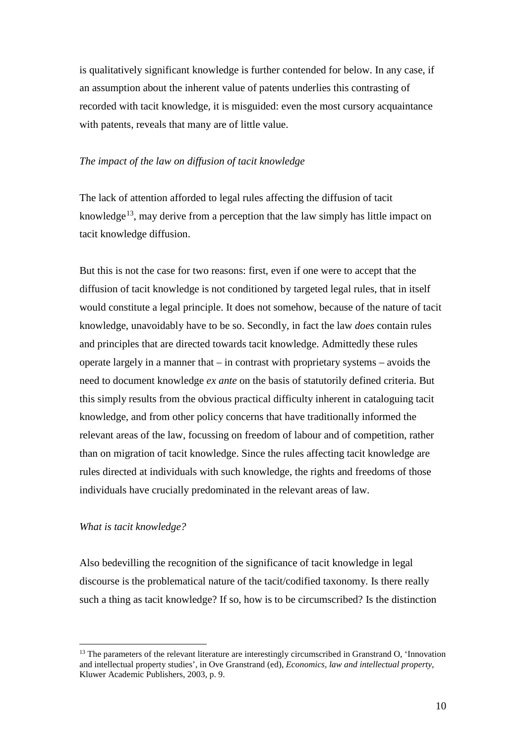is qualitatively significant knowledge is further contended for below. In any case, if an assumption about the inherent value of patents underlies this contrasting of recorded with tacit knowledge, it is misguided: even the most cursory acquaintance with patents, reveals that many are of little value.

*The impact of the law on diffusion of tacit knowledge*

The lack of attention afforded to legal rules affecting the diffusion of tacit knowledge[13], may derive from a perception that the law simply has little impact on tacit knowledge diffusion.

But this is not the case for two reasons: first, even if one were to accept that the diffusion of tacit knowledge is not conditioned by targeted legal rules, that in itself would constitute a legal principle. It does not somehow, because of the nature of tacit knowledge, unavoidably have to be so. Secondly, in fact the law *does* contain rules and principles that are directed towards tacit knowledge. Admittedly these rules operate largely in a manner that – in contrast with proprietary systems – avoids the need to document knowledge *ex ante* on the basis of statutorily defined criteria. But this simply results from the obvious practical difficulty inherent in cataloguing tacit knowledge, and from other policy concerns that have traditionally informed the relevant areas of the law, focussing on freedom of labour and of competition, rather than on migration of tacit knowledge. Since the rules affecting tacit knowledge are rules directed at individuals with such knowledge, the rights and freedoms of those individuals have crucially predominated in the relevant areas of law.

*What is tacit knowledge?*

Also bedevilling the recognition of the significance of tacit knowledge in legal discourse is the problematical nature of the tacit/codified taxonomy. Is there really such a thing as tacit knowledge? If so, how is to be circumscribed? Is the distinction

[13] The parameters of the relevant literature are interestingly circumscribed in Granstrand O, 'Innovation and intellectual property studies', in Ove Granstrand (ed), *Economics, law and intellectual property*, Kluwer Academic Publishers, 2003, p. 9.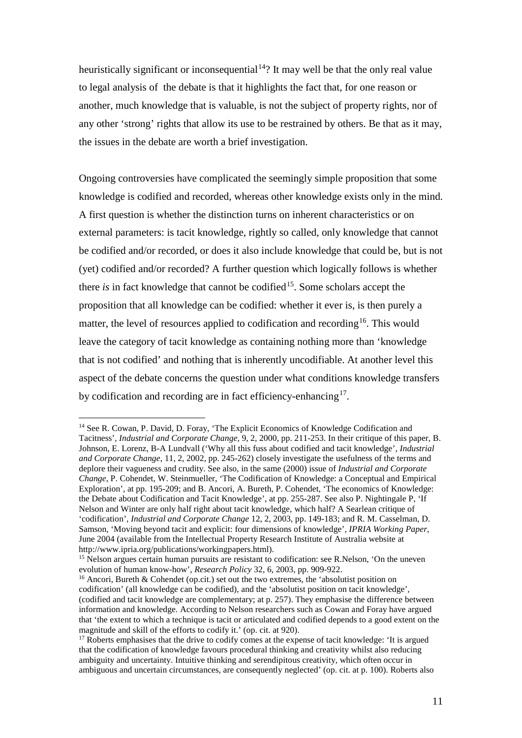heuristically significant or inconsequential[14]? It may well be that the only real value to legal analysis of the debate is that it highlights the fact that, for one reason or another, much knowledge that is valuable, is not the subject of property rights, nor of any other 'strong' rights that allow its use to be restrained by others. Be that as it may, the issues in the debate are worth a brief investigation.

Ongoing controversies have complicated the seemingly simple proposition that some knowledge is codified and recorded, whereas other knowledge exists only in the mind. A first question is whether the distinction turns on inherent characteristics or on external parameters: is tacit knowledge, rightly so called, only knowledge that cannot be codified and/or recorded, or does it also include knowledge that could be, but is not (yet) codified and/or recorded? A further question which logically follows is whether there *is* in fact knowledge that cannot be codified[15]. Some scholars accept the proposition that all knowledge can be codified: whether it ever is, is then purely a matter, the level of resources applied to codification and recording[16]. This would leave the category of tacit knowledge as containing nothing more than 'knowledge that is not codified' and nothing that is inherently uncodifiable. At another level this aspect of the debate concerns the question under what conditions knowledge transfers by codification and recording are in fact efficiency-enhancing[17].

---

[14] See R. Cowan, P. David, D. Foray, 'The Explicit Economics of Knowledge Codification and Tacitness', *Industrial and Corporate Change,* 9, 2, 2000, pp. 211-253. In their critique of this paper, B. Johnson, E. Lorenz, B-A Lundvall ('Why all this fuss about codified and tacit knowledge', *Industrial and Corporate Change*, 11, 2, 2002, pp. 245-262) closely investigate the usefulness of the terms and deplore their vagueness and crudity. See also, in the same (2000) issue of *Industrial and Corporate Change*, P. Cohendet, W. Steinmueller, 'The Codification of Knowledge: a Conceptual and Empirical Exploration', at pp. 195-209; and B. Ancori, A. Bureth, P. Cohendet, 'The economics of Knowledge: the Debate about Codification and Tacit Knowledge', at pp. 255-287. See also P. Nightingale P, 'If Nelson and Winter are only half right about tacit knowledge, which half? A Searlean critique of 'codification', *Industrial and Corporate Change* 12, 2, 2003, pp. 149-183; and R. M. Casselman, D. Samson, 'Moving beyond tacit and explicit: four dimensions of knowledge', *IPRIA Working Paper*, June 2004 (available from the Intellectual Property Research Institute of Australia website at http://www.ipria.org/publications/workingpapers.html).

[15] Nelson argues certain human pursuits are resistant to codification: see R.Nelson, 'On the uneven evolution of human know-how', *Research Policy* 32, 6, 2003, pp. 909-922.

[16] Ancori, Bureth & Cohendet (op.cit.) set out the two extremes, the 'absolutist position on codification' (all knowledge can be codified), and the 'absolutist position on tacit knowledge', (codified and tacit knowledge are complementary; at p. 257). They emphasise the difference between information and knowledge. According to Nelson researchers such as Cowan and Foray have argued that 'the extent to which a technique is tacit or articulated and codified depends to a good extent on the magnitude and skill of the efforts to codify it.' (op. cit. at 920).

[17] Roberts emphasises that the drive to codify comes at the expense of tacit knowledge: 'It is argued that the codification of knowledge favours procedural thinking and creativity whilst also reducing ambiguity and uncertainty. Intuitive thinking and serendipitous creativity, which often occur in ambiguous and uncertain circumstances, are consequently neglected' (op. cit. at p. 100). Roberts also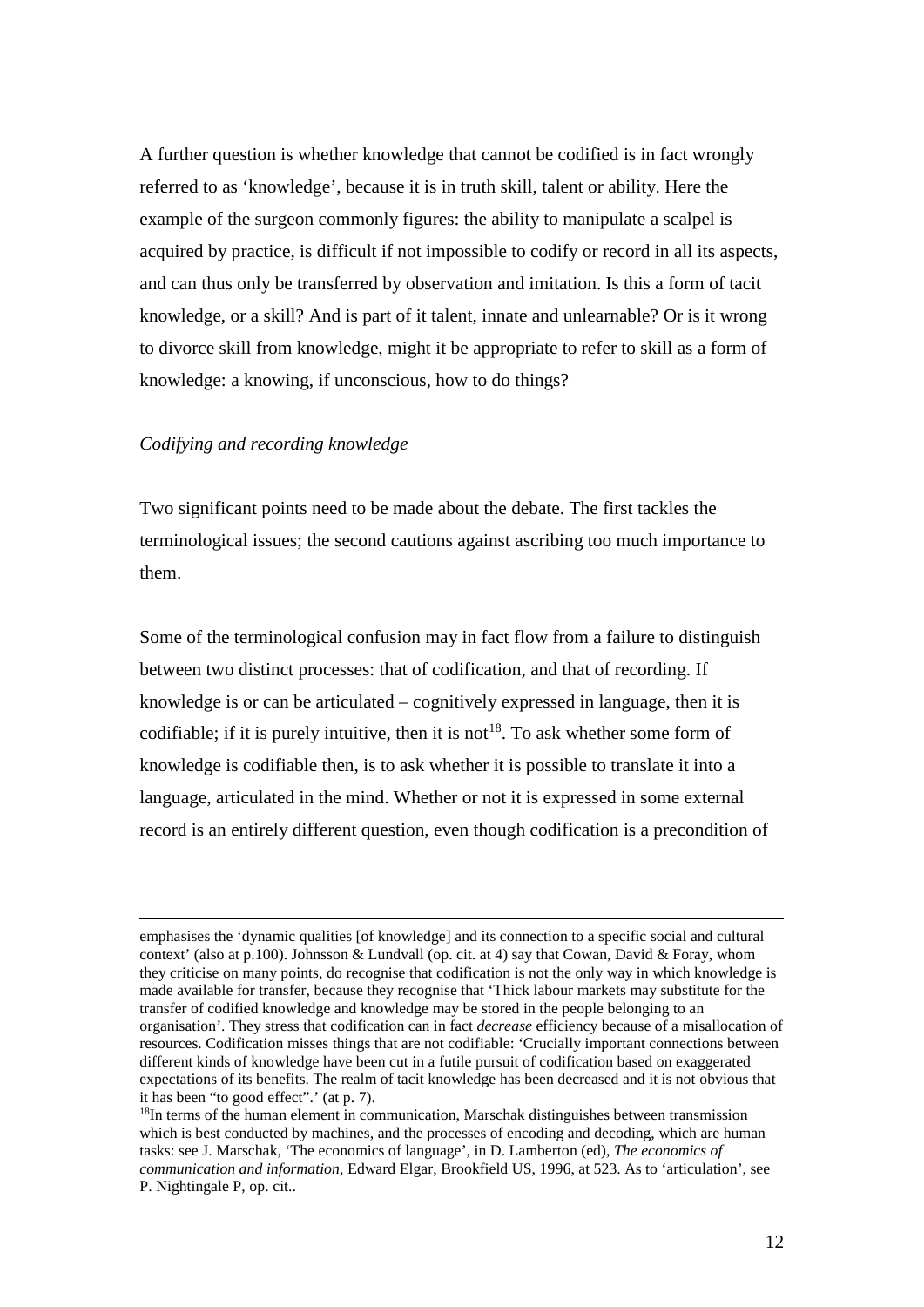A further question is whether knowledge that cannot be codified is in fact wrongly referred to as 'knowledge', because it is in truth skill, talent or ability. Here the example of the surgeon commonly figures: the ability to manipulate a scalpel is acquired by practice, is difficult if not impossible to codify or record in all its aspects, and can thus only be transferred by observation and imitation. Is this a form of tacit knowledge, or a skill? And is part of it talent, innate and unlearnable? Or is it wrong to divorce skill from knowledge, might it be appropriate to refer to skill as a form of knowledge: a knowing, if unconscious, how to do things?

*Codifying and recording knowledge*

Two significant points need to be made about the debate. The first tackles the terminological issues; the second cautions against ascribing too much importance to them.

Some of the terminological confusion may in fact flow from a failure to distinguish between two distinct processes: that of codification, and that of recording. If knowledge is or can be articulated – cognitively expressed in language, then it is codifiable; if it is purely intuitive, then it is not[18]. To ask whether some form of knowledge is codifiable then, is to ask whether it is possible to translate it into a language, articulated in the mind. Whether or not it is expressed in some external record is an entirely different question, even though codification is a precondition of

---

emphasises the 'dynamic qualities [of knowledge] and its connection to a specific social and cultural context' (also at p.100). Johnsson & Lundvall (op. cit. at 4) say that Cowan, David & Foray, whom they criticise on many points, do recognise that codification is not the only way in which knowledge is made available for transfer, because they recognise that 'Thick labour markets may substitute for the transfer of codified knowledge and knowledge may be stored in the people belonging to an organisation'. They stress that codification can in fact *decrease* efficiency because of a misallocation of resources. Codification misses things that are not codifiable: 'Crucially important connections between different kinds of knowledge have been cut in a futile pursuit of codification based on exaggerated expectations of its benefits. The realm of tacit knowledge has been decreased and it is not obvious that it has been "to good effect".' (at p. 7).

[18] In terms of the human element in communication, Marschak distinguishes between transmission which is best conducted by machines, and the processes of encoding and decoding, which are human tasks: see J. Marschak, 'The economics of language', in D. Lamberton (ed), *The economics of communication and information*, Edward Elgar, Brookfield US, 1996, at 523. As to 'articulation', see P. Nightingale P, op. cit..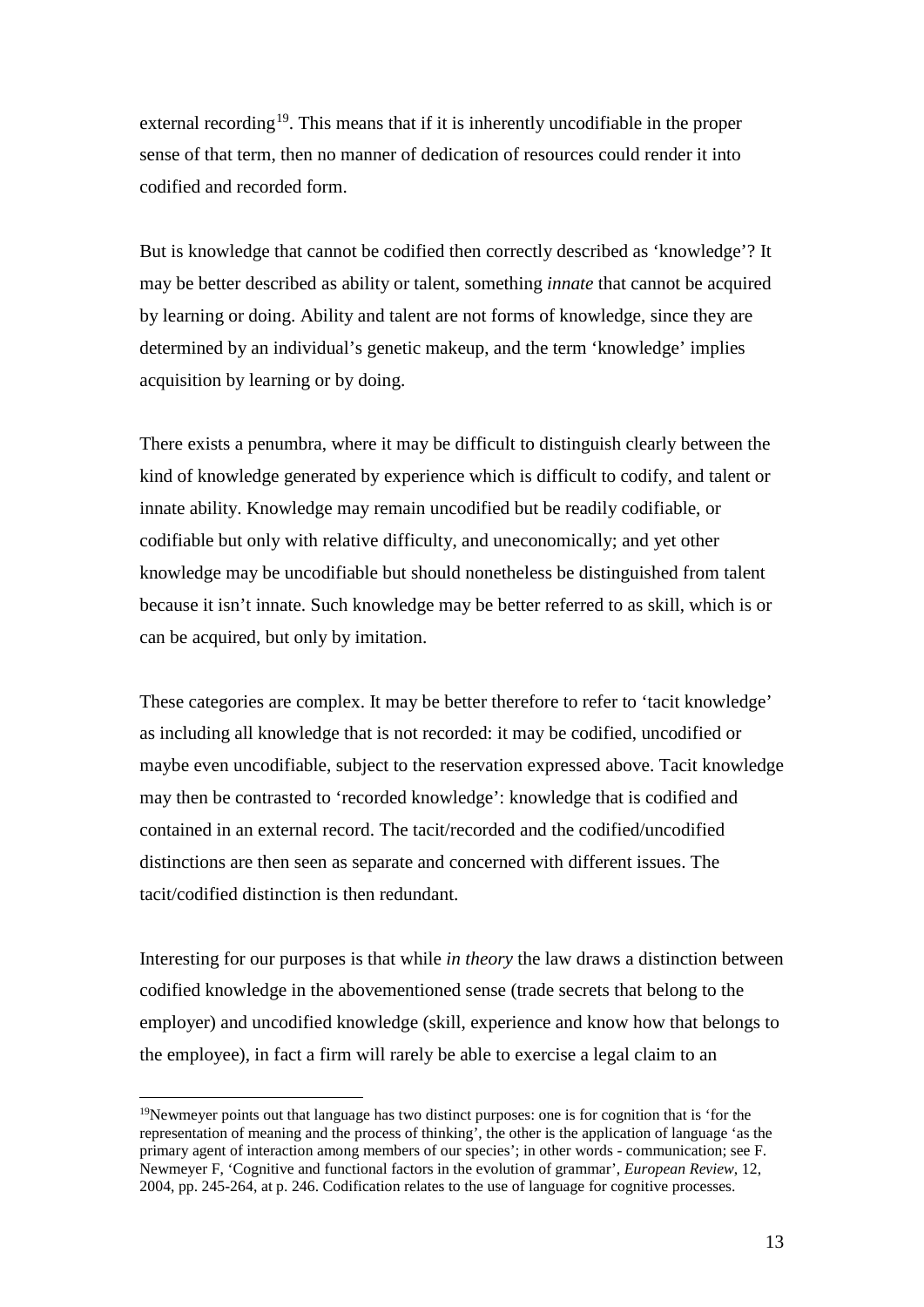external recording[19]. This means that if it is inherently uncodifiable in the proper sense of that term, then no manner of dedication of resources could render it into codified and recorded form.

But is knowledge that cannot be codified then correctly described as 'knowledge'? It may be better described as ability or talent, something *innate* that cannot be acquired by learning or doing. Ability and talent are not forms of knowledge, since they are determined by an individual's genetic makeup, and the term 'knowledge' implies acquisition by learning or by doing.

There exists a penumbra, where it may be difficult to distinguish clearly between the kind of knowledge generated by experience which is difficult to codify, and talent or innate ability. Knowledge may remain uncodified but be readily codifiable, or codifiable but only with relative difficulty, and uneconomically; and yet other knowledge may be uncodifiable but should nonetheless be distinguished from talent because it isn't innate. Such knowledge may be better referred to as skill, which is or can be acquired, but only by imitation.

These categories are complex. It may be better therefore to refer to 'tacit knowledge' as including all knowledge that is not recorded: it may be codified, uncodified or maybe even uncodifiable, subject to the reservation expressed above. Tacit knowledge may then be contrasted to 'recorded knowledge': knowledge that is codified and contained in an external record. The tacit/recorded and the codified/uncodified distinctions are then seen as separate and concerned with different issues. The tacit/codified distinction is then redundant.

Interesting for our purposes is that while *in theory* the law draws a distinction between codified knowledge in the abovementioned sense (trade secrets that belong to the employer) and uncodified knowledge (skill, experience and know how that belongs to the employee), in fact a firm will rarely be able to exercise a legal claim to an

---

[19]Newmeyer points out that language has two distinct purposes: one is for cognition that is 'for the representation of meaning and the process of thinking', the other is the application of language 'as the primary agent of interaction among members of our species'; in other words - communication; see F. Newmeyer F, 'Cognitive and functional factors in the evolution of grammar', *European Review*, 12, 2004, pp. 245-264, at p. 246. Codification relates to the use of language for cognitive processes.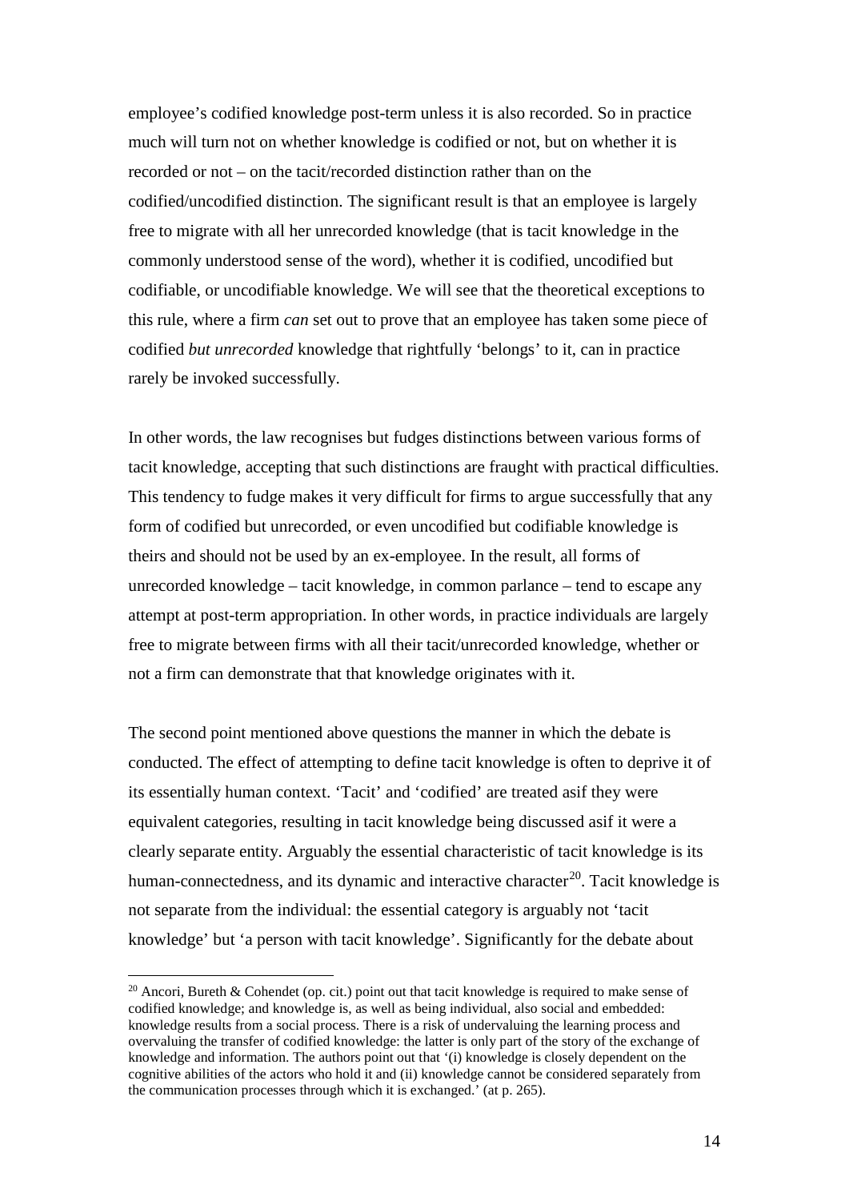employee's codified knowledge post-term unless it is also recorded. So in practice much will turn not on whether knowledge is codified or not, but on whether it is recorded or not – on the tacit/recorded distinction rather than on the codified/uncodified distinction. The significant result is that an employee is largely free to migrate with all her unrecorded knowledge (that is tacit knowledge in the commonly understood sense of the word), whether it is codified, uncodified but codifiable, or uncodifiable knowledge. We will see that the theoretical exceptions to this rule, where a firm *can* set out to prove that an employee has taken some piece of codified *but unrecorded* knowledge that rightfully 'belongs' to it, can in practice rarely be invoked successfully.

In other words, the law recognises but fudges distinctions between various forms of tacit knowledge, accepting that such distinctions are fraught with practical difficulties. This tendency to fudge makes it very difficult for firms to argue successfully that any form of codified but unrecorded, or even uncodified but codifiable knowledge is theirs and should not be used by an ex-employee. In the result, all forms of unrecorded knowledge – tacit knowledge, in common parlance – tend to escape any attempt at post-term appropriation. In other words, in practice individuals are largely free to migrate between firms with all their tacit/unrecorded knowledge, whether or not a firm can demonstrate that that knowledge originates with it.

The second point mentioned above questions the manner in which the debate is conducted. The effect of attempting to define tacit knowledge is often to deprive it of its essentially human context. 'Tacit' and 'codified' are treated asif they were equivalent categories, resulting in tacit knowledge being discussed asif it were a clearly separate entity. Arguably the essential characteristic of tacit knowledge is its human-connectedness, and its dynamic and interactive character[20]. Tacit knowledge is not separate from the individual: the essential category is arguably not 'tacit knowledge' but 'a person with tacit knowledge'. Significantly for the debate about

[20] Ancori, Bureth & Cohendet (op. cit.) point out that tacit knowledge is required to make sense of codified knowledge; and knowledge is, as well as being individual, also social and embedded: knowledge results from a social process. There is a risk of undervaluing the learning process and overvaluing the transfer of codified knowledge: the latter is only part of the story of the exchange of knowledge and information. The authors point out that '(i) knowledge is closely dependent on the cognitive abilities of the actors who hold it and (ii) knowledge cannot be considered separately from the communication processes through which it is exchanged.' (at p. 265).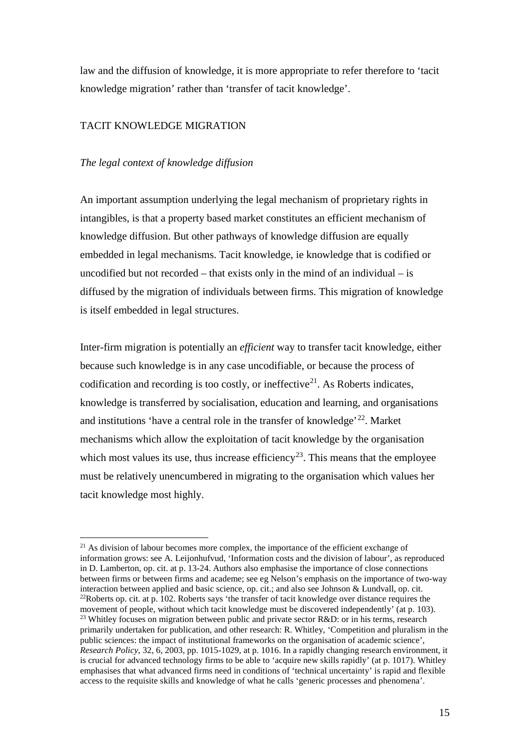law and the diffusion of knowledge, it is more appropriate to refer therefore to 'tacit knowledge migration' rather than 'transfer of tacit knowledge'.

## TACIT KNOWLEDGE MIGRATION

### *The legal context of knowledge diffusion*

An important assumption underlying the legal mechanism of proprietary rights in intangibles, is that a property based market constitutes an efficient mechanism of knowledge diffusion. But other pathways of knowledge diffusion are equally embedded in legal mechanisms. Tacit knowledge, ie knowledge that is codified or uncodified but not recorded – that exists only in the mind of an individual – is diffused by the migration of individuals between firms. This migration of knowledge is itself embedded in legal structures.

Inter-firm migration is potentially an *efficient* way to transfer tacit knowledge, either because such knowledge is in any case uncodifiable, or because the process of codification and recording is too costly, or ineffective[21]. As Roberts indicates, knowledge is transferred by socialisation, education and learning, and organisations and institutions 'have a central role in the transfer of knowledge'[22]. Market mechanisms which allow the exploitation of tacit knowledge by the organisation which most values its use, thus increase efficiency[23]. This means that the employee must be relatively unencumbered in migrating to the organisation which values her tacit knowledge most highly.

---

[21] As division of labour becomes more complex, the importance of the efficient exchange of information grows: see A. Leijonhufvud, 'Information costs and the division of labour', as reproduced in D. Lamberton, op. cit. at p. 13-24. Authors also emphasise the importance of close connections between firms or between firms and academe; see eg Nelson's emphasis on the importance of two-way interaction between applied and basic science, op. cit.; and also see Johnson & Lundvall, op. cit.

[22] Roberts op. cit. at p. 102. Roberts says 'the transfer of tacit knowledge over distance requires the movement of people, without which tacit knowledge must be discovered independently' (at p. 103).

[23] Whitley focuses on migration between public and private sector R&D: or in his terms, research primarily undertaken for publication, and other research: R. Whitley, 'Competition and pluralism in the public sciences: the impact of institutional frameworks on the organisation of academic science', *Research Policy*, 32, 6, 2003, pp. 1015-1029, at p. 1016. In a rapidly changing research environment, it is crucial for advanced technology firms to be able to 'acquire new skills rapidly' (at p. 1017). Whitley emphasises that what advanced firms need in conditions of 'technical uncertainty' is rapid and flexible access to the requisite skills and knowledge of what he calls 'generic processes and phenomena'.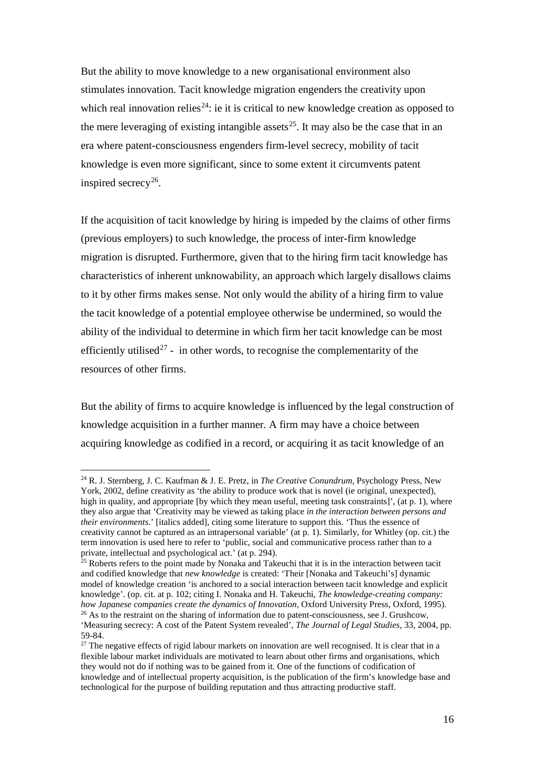But the ability to move knowledge to a new organisational environment also stimulates innovation. Tacit knowledge migration engenders the creativity upon which real innovation relies[24]: ie it is critical to new knowledge creation as opposed to the mere leveraging of existing intangible assets[25]. It may also be the case that in an era where patent-consciousness engenders firm-level secrecy, mobility of tacit knowledge is even more significant, since to some extent it circumvents patent inspired secrecy[26].

If the acquisition of tacit knowledge by hiring is impeded by the claims of other firms (previous employers) to such knowledge, the process of inter-firm knowledge migration is disrupted. Furthermore, given that to the hiring firm tacit knowledge has characteristics of inherent unknowability, an approach which largely disallows claims to it by other firms makes sense. Not only would the ability of a hiring firm to value the tacit knowledge of a potential employee otherwise be undermined, so would the ability of the individual to determine in which firm her tacit knowledge can be most efficiently utilised[27] - in other words, to recognise the complementarity of the resources of other firms.

But the ability of firms to acquire knowledge is influenced by the legal construction of knowledge acquisition in a further manner. A firm may have a choice between acquiring knowledge as codified in a record, or acquiring it as tacit knowledge of an

---

[24] R. J. Sternberg, J. C. Kaufman & J. E. Pretz, in *The Creative Conundrum*, Psychology Press, New York, 2002, define creativity as 'the ability to produce work that is novel (ie original, unexpected), high in quality, and appropriate [by which they mean useful, meeting task constraints]', (at p. 1), where they also argue that 'Creativity may be viewed as taking place *in the interaction between persons and their environments*.' [italics added], citing some literature to support this. 'Thus the essence of creativity cannot be captured as an intrapersonal variable' (at p. 1). Similarly, for Whitley (op. cit.) the term innovation is used here to refer to 'public, social and communicative process rather than to a private, intellectual and psychological act.' (at p. 294).

[25] Roberts refers to the point made by Nonaka and Takeuchi that it is in the interaction between tacit and codified knowledge that *new knowledge* is created: 'Their [Nonaka and Takeuchi's] dynamic model of knowledge creation 'is anchored to a social interaction between tacit knowledge and explicit knowledge'. (op. cit. at p. 102; citing I. Nonaka and H. Takeuchi, *The knowledge-creating company: how Japanese companies create the dynamics of Innovation*, Oxford University Press, Oxford, 1995).

[26] As to the restraint on the sharing of information due to patent-consciousness, see J. Grushcow, 'Measuring secrecy: A cost of the Patent System revealed', *The Journal of Legal Studies*, 33, 2004, pp. 59-84.

[27] The negative effects of rigid labour markets on innovation are well recognised. It is clear that in a flexible labour market individuals are motivated to learn about other firms and organisations, which they would not do if nothing was to be gained from it. One of the functions of codification of knowledge and of intellectual property acquisition, is the publication of the firm's knowledge base and technological for the purpose of building reputation and thus attracting productive staff.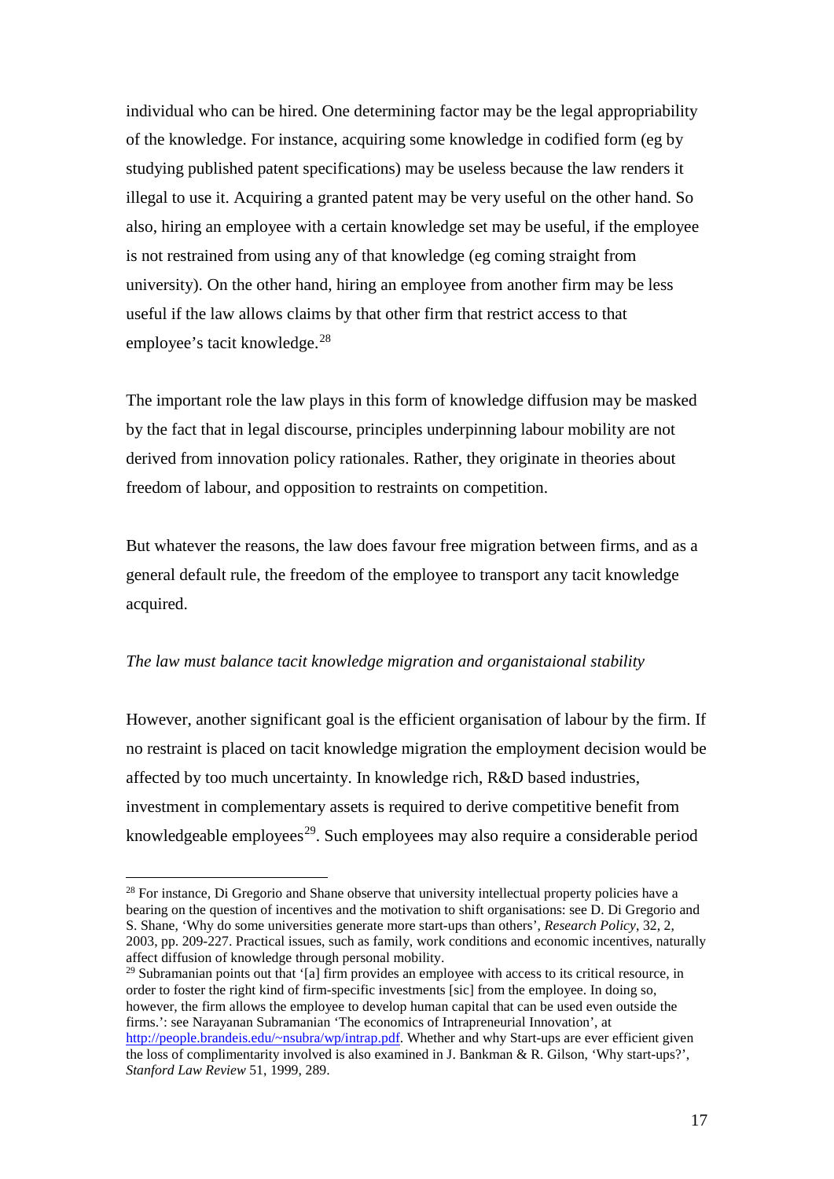individual who can be hired. One determining factor may be the legal appropriability of the knowledge. For instance, acquiring some knowledge in codified form (eg by studying published patent specifications) may be useless because the law renders it illegal to use it. Acquiring a granted patent may be very useful on the other hand. So also, hiring an employee with a certain knowledge set may be useful, if the employee is not restrained from using any of that knowledge (eg coming straight from university). On the other hand, hiring an employee from another firm may be less useful if the law allows claims by that other firm that restrict access to that employee's tacit knowledge.[28]

The important role the law plays in this form of knowledge diffusion may be masked by the fact that in legal discourse, principles underpinning labour mobility are not derived from innovation policy rationales. Rather, they originate in theories about freedom of labour, and opposition to restraints on competition.

But whatever the reasons, the law does favour free migration between firms, and as a general default rule, the freedom of the employee to transport any tacit knowledge acquired.

*The law must balance tacit knowledge migration and organistaional stability*

However, another significant goal is the efficient organisation of labour by the firm. If no restraint is placed on tacit knowledge migration the employment decision would be affected by too much uncertainty. In knowledge rich, R&D based industries, investment in complementary assets is required to derive competitive benefit from knowledgeable employees[29]. Such employees may also require a considerable period

---

[28] For instance, Di Gregorio and Shane observe that university intellectual property policies have a bearing on the question of incentives and the motivation to shift organisations: see D. Di Gregorio and S. Shane, 'Why do some universities generate more start-ups than others', *Research Policy*, 32, 2, 2003, pp. 209-227. Practical issues, such as family, work conditions and economic incentives, naturally affect diffusion of knowledge through personal mobility.

[29] Subramanian points out that '[a] firm provides an employee with access to its critical resource, in order to foster the right kind of firm-specific investments [sic] from the employee. In doing so, however, the firm allows the employee to develop human capital that can be used even outside the firms.': see Narayanan Subramanian 'The economics of Intrapreneurial Innovation', at http://people.brandeis.edu/~nsubra/wp/intrap.pdf. Whether and why Start-ups are ever efficient given the loss of complimentarity involved is also examined in J. Bankman & R. Gilson, 'Why start-ups?', *Stanford Law Review* 51, 1999, 289.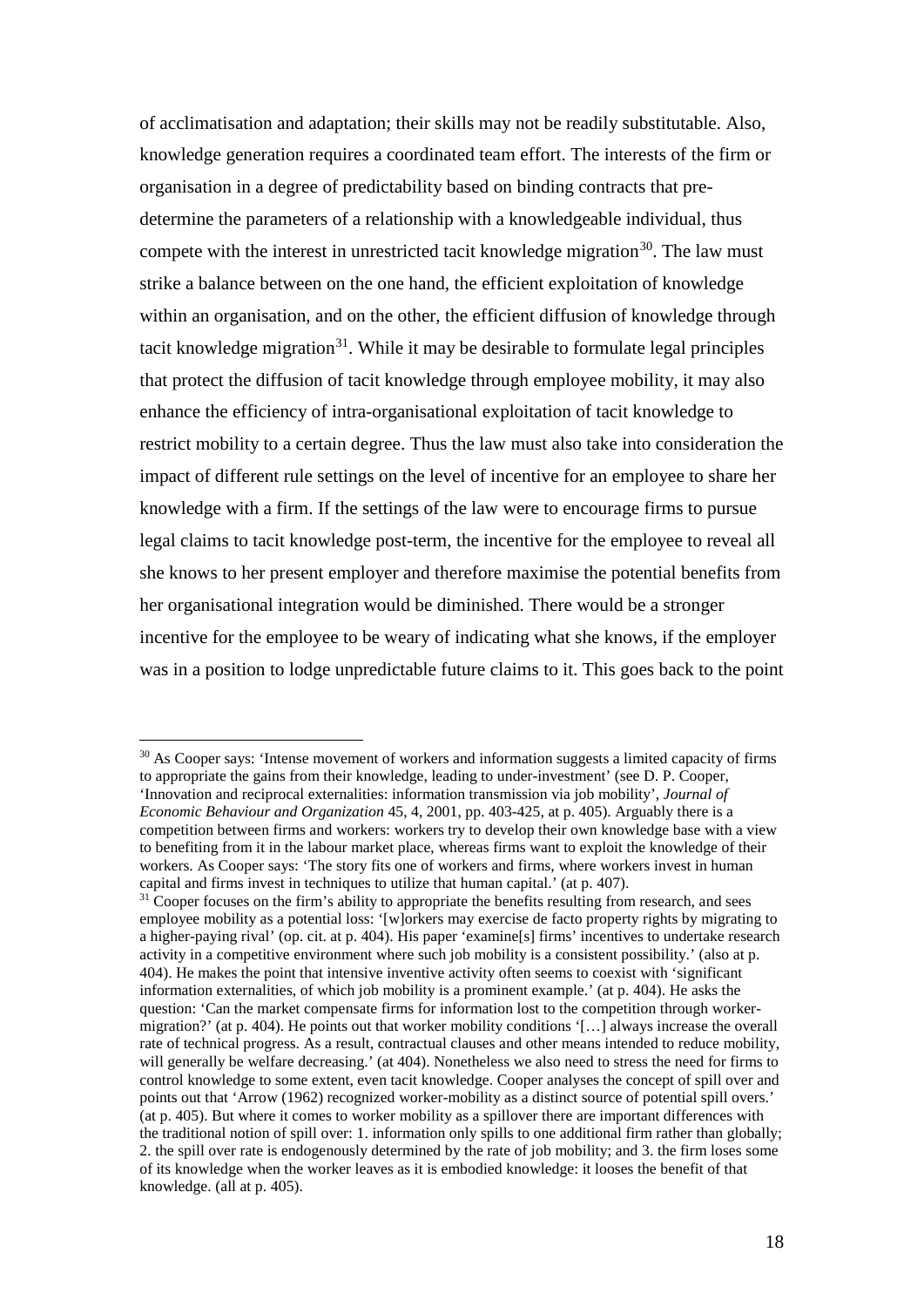of acclimatisation and adaptation; their skills may not be readily substitutable. Also, knowledge generation requires a coordinated team effort. The interests of the firm or organisation in a degree of predictability based on binding contracts that pre-determine the parameters of a relationship with a knowledgeable individual, thus compete with the interest in unrestricted tacit knowledge migration[30]. The law must strike a balance between on the one hand, the efficient exploitation of knowledge within an organisation, and on the other, the efficient diffusion of knowledge through tacit knowledge migration[31]. While it may be desirable to formulate legal principles that protect the diffusion of tacit knowledge through employee mobility, it may also enhance the efficiency of intra-organisational exploitation of tacit knowledge to restrict mobility to a certain degree. Thus the law must also take into consideration the impact of different rule settings on the level of incentive for an employee to share her knowledge with a firm. If the settings of the law were to encourage firms to pursue legal claims to tacit knowledge post-term, the incentive for the employee to reveal all she knows to her present employer and therefore maximise the potential benefits from her organisational integration would be diminished. There would be a stronger incentive for the employee to be weary of indicating what she knows, if the employer was in a position to lodge unpredictable future claims to it. This goes back to the point

---

[30] As Cooper says: 'Intense movement of workers and information suggests a limited capacity of firms to appropriate the gains from their knowledge, leading to under-investment' (see D. P. Cooper, 'Innovation and reciprocal externalities: information transmission via job mobility', *Journal of Economic Behaviour and Organization* 45, 4, 2001, pp. 403-425, at p. 405). Arguably there is a competition between firms and workers: workers try to develop their own knowledge base with a view to benefiting from it in the labour market place, whereas firms want to exploit the knowledge of their workers. As Cooper says: 'The story fits one of workers and firms, where workers invest in human capital and firms invest in techniques to utilize that human capital.' (at p. 407).

[31] Cooper focuses on the firm's ability to appropriate the benefits resulting from research, and sees employee mobility as a potential loss: '[w]orkers may exercise de facto property rights by migrating to a higher-paying rival' (op. cit. at p. 404). His paper 'examine[s] firms' incentives to undertake research activity in a competitive environment where such job mobility is a consistent possibility.' (also at p. 404). He makes the point that intensive inventive activity often seems to coexist with 'significant information externalities, of which job mobility is a prominent example.' (at p. 404). He asks the question: 'Can the market compensate firms for information lost to the competition through worker-migration?' (at p. 404). He points out that worker mobility conditions '[…] always increase the overall rate of technical progress. As a result, contractual clauses and other means intended to reduce mobility, will generally be welfare decreasing.' (at 404). Nonetheless we also need to stress the need for firms to control knowledge to some extent, even tacit knowledge. Cooper analyses the concept of spill over and points out that 'Arrow (1962) recognized worker-mobility as a distinct source of potential spill overs.' (at p. 405). But where it comes to worker mobility as a spillover there are important differences with the traditional notion of spill over: 1. information only spills to one additional firm rather than globally; 2. the spill over rate is endogenously determined by the rate of job mobility; and 3. the firm loses some of its knowledge when the worker leaves as it is embodied knowledge: it looses the benefit of that knowledge. (all at p. 405).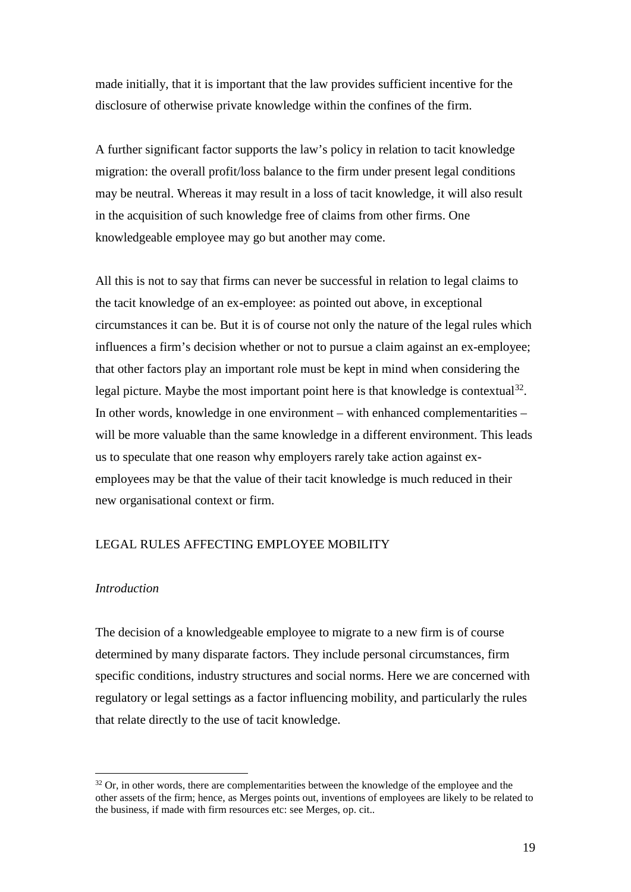made initially, that it is important that the law provides sufficient incentive for the disclosure of otherwise private knowledge within the confines of the firm.

A further significant factor supports the law's policy in relation to tacit knowledge migration: the overall profit/loss balance to the firm under present legal conditions may be neutral. Whereas it may result in a loss of tacit knowledge, it will also result in the acquisition of such knowledge free of claims from other firms. One knowledgeable employee may go but another may come.

All this is not to say that firms can never be successful in relation to legal claims to the tacit knowledge of an ex-employee: as pointed out above, in exceptional circumstances it can be. But it is of course not only the nature of the legal rules which influences a firm's decision whether or not to pursue a claim against an ex-employee; that other factors play an important role must be kept in mind when considering the legal picture. Maybe the most important point here is that knowledge is contextual[32]. In other words, knowledge in one environment – with enhanced complementarities – will be more valuable than the same knowledge in a different environment. This leads us to speculate that one reason why employers rarely take action against ex-employees may be that the value of their tacit knowledge is much reduced in their new organisational context or firm.

## LEGAL RULES AFFECTING EMPLOYEE MOBILITY

### *Introduction*

The decision of a knowledgeable employee to migrate to a new firm is of course determined by many disparate factors. They include personal circumstances, firm specific conditions, industry structures and social norms. Here we are concerned with regulatory or legal settings as a factor influencing mobility, and particularly the rules that relate directly to the use of tacit knowledge.

---

[32] Or, in other words, there are complementarities between the knowledge of the employee and the other assets of the firm; hence, as Merges points out, inventions of employees are likely to be related to the business, if made with firm resources etc: see Merges, op. cit..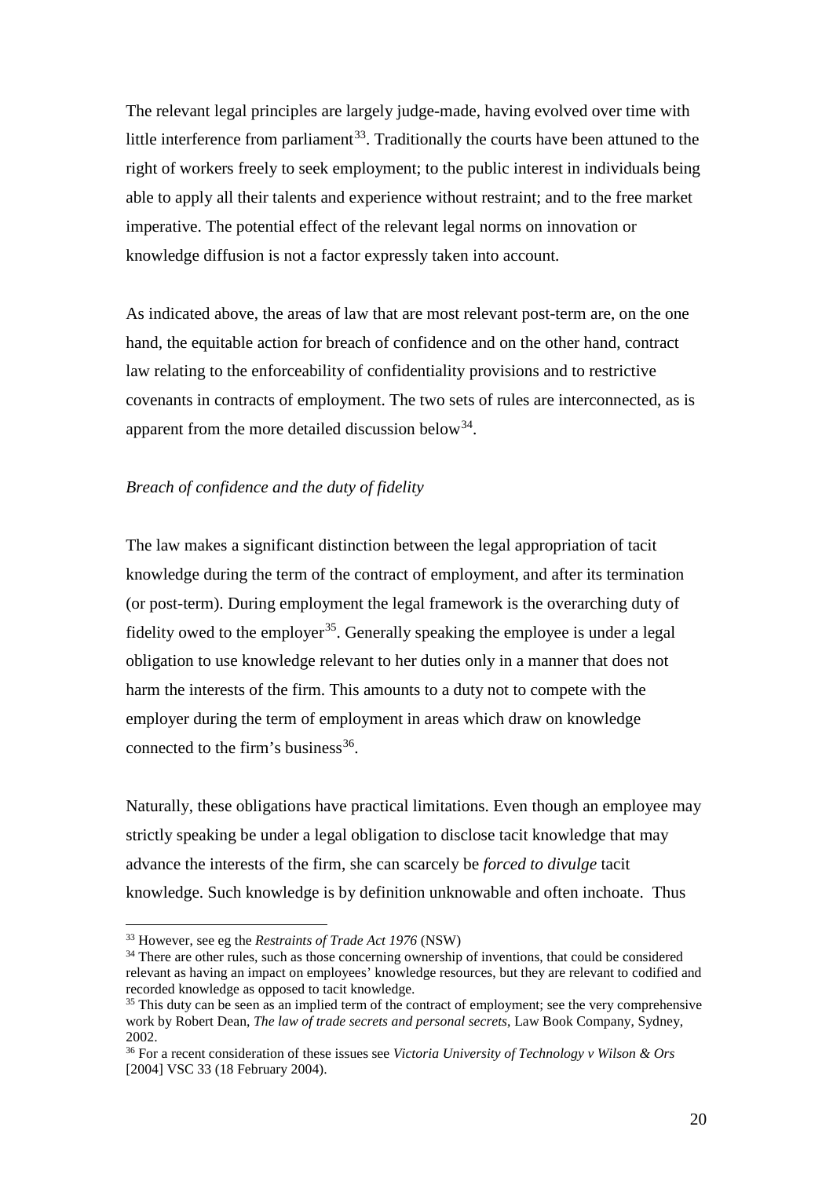The relevant legal principles are largely judge-made, having evolved over time with little interference from parliament[33]. Traditionally the courts have been attuned to the right of workers freely to seek employment; to the public interest in individuals being able to apply all their talents and experience without restraint; and to the free market imperative. The potential effect of the relevant legal norms on innovation or knowledge diffusion is not a factor expressly taken into account.

As indicated above, the areas of law that are most relevant post-term are, on the one hand, the equitable action for breach of confidence and on the other hand, contract law relating to the enforceability of confidentiality provisions and to restrictive covenants in contracts of employment. The two sets of rules are interconnected, as is apparent from the more detailed discussion below[34].

*Breach of confidence and the duty of fidelity*

The law makes a significant distinction between the legal appropriation of tacit knowledge during the term of the contract of employment, and after its termination (or post-term). During employment the legal framework is the overarching duty of fidelity owed to the employer[35]. Generally speaking the employee is under a legal obligation to use knowledge relevant to her duties only in a manner that does not harm the interests of the firm. This amounts to a duty not to compete with the employer during the term of employment in areas which draw on knowledge connected to the firm's business[36].

Naturally, these obligations have practical limitations. Even though an employee may strictly speaking be under a legal obligation to disclose tacit knowledge that may advance the interests of the firm, she can scarcely be *forced to divulge* tacit knowledge. Such knowledge is by definition unknowable and often inchoate. Thus

---

[33] However, see eg the *Restraints of Trade Act 1976* (NSW)

[34] There are other rules, such as those concerning ownership of inventions, that could be considered relevant as having an impact on employees' knowledge resources, but they are relevant to codified and recorded knowledge as opposed to tacit knowledge.

[35] This duty can be seen as an implied term of the contract of employment; see the very comprehensive work by Robert Dean, *The law of trade secrets and personal secrets*, Law Book Company, Sydney, 2002.

[36] For a recent consideration of these issues see *Victoria University of Technology v Wilson & Ors* [2004] VSC 33 (18 February 2004).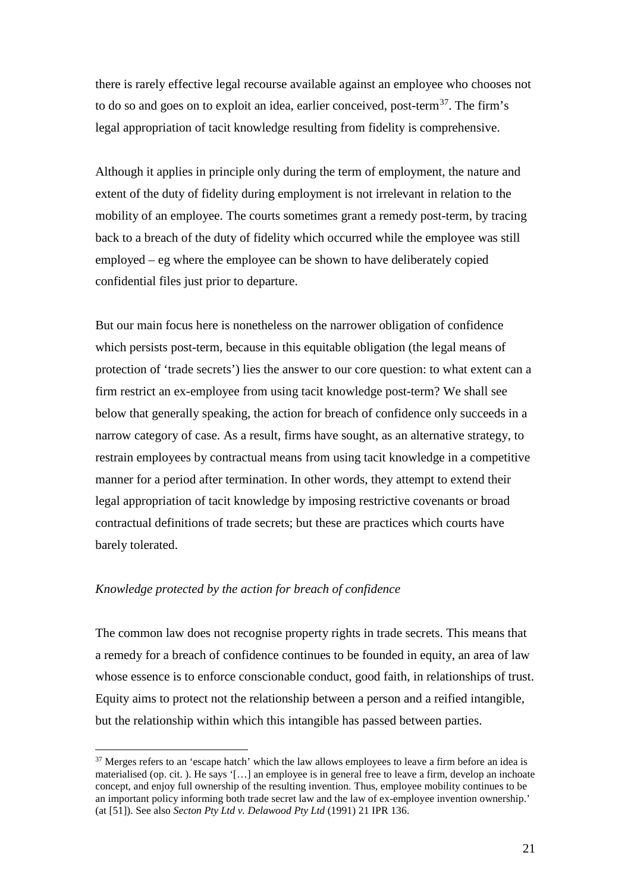there is rarely effective legal recourse available against an employee who chooses not to do so and goes on to exploit an idea, earlier conceived, post-term[37]. The firm's legal appropriation of tacit knowledge resulting from fidelity is comprehensive.

Although it applies in principle only during the term of employment, the nature and extent of the duty of fidelity during employment is not irrelevant in relation to the mobility of an employee. The courts sometimes grant a remedy post-term, by tracing back to a breach of the duty of fidelity which occurred while the employee was still employed – eg where the employee can be shown to have deliberately copied confidential files just prior to departure.

But our main focus here is nonetheless on the narrower obligation of confidence which persists post-term, because in this equitable obligation (the legal means of protection of 'trade secrets') lies the answer to our core question: to what extent can a firm restrict an ex-employee from using tacit knowledge post-term? We shall see below that generally speaking, the action for breach of confidence only succeeds in a narrow category of case. As a result, firms have sought, as an alternative strategy, to restrain employees by contractual means from using tacit knowledge in a competitive manner for a period after termination. In other words, they attempt to extend their legal appropriation of tacit knowledge by imposing restrictive covenants or broad contractual definitions of trade secrets; but these are practices which courts have barely tolerated.

*Knowledge protected by the action for breach of confidence*

The common law does not recognise property rights in trade secrets. This means that a remedy for a breach of confidence continues to be founded in equity, an area of law whose essence is to enforce conscionable conduct, good faith, in relationships of trust. Equity aims to protect not the relationship between a person and a reified intangible, but the relationship within which this intangible has passed between parties.

---

[37] Merges refers to an 'escape hatch' which the law allows employees to leave a firm before an idea is materialised (op. cit. ). He says '[…] an employee is in general free to leave a firm, develop an inchoate concept, and enjoy full ownership of the resulting invention. Thus, employee mobility continues to be an important policy informing both trade secret law and the law of ex-employee invention ownership.' (at [51]). See also *Secton Pty Ltd v. Delawood Pty Ltd* (1991) 21 IPR 136.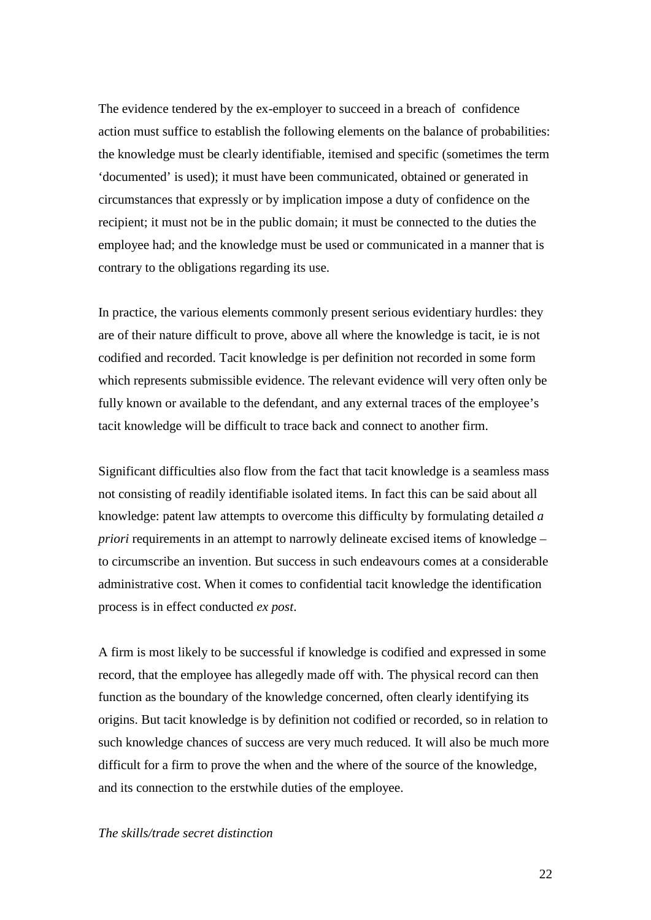The evidence tendered by the ex-employer to succeed in a breach of confidence action must suffice to establish the following elements on the balance of probabilities: the knowledge must be clearly identifiable, itemised and specific (sometimes the term 'documented' is used); it must have been communicated, obtained or generated in circumstances that expressly or by implication impose a duty of confidence on the recipient; it must not be in the public domain; it must be connected to the duties the employee had; and the knowledge must be used or communicated in a manner that is contrary to the obligations regarding its use.

In practice, the various elements commonly present serious evidentiary hurdles: they are of their nature difficult to prove, above all where the knowledge is tacit, ie is not codified and recorded. Tacit knowledge is per definition not recorded in some form which represents submissible evidence. The relevant evidence will very often only be fully known or available to the defendant, and any external traces of the employee's tacit knowledge will be difficult to trace back and connect to another firm.

Significant difficulties also flow from the fact that tacit knowledge is a seamless mass not consisting of readily identifiable isolated items. In fact this can be said about all knowledge: patent law attempts to overcome this difficulty by formulating detailed *a priori* requirements in an attempt to narrowly delineate excised items of knowledge – to circumscribe an invention. But success in such endeavours comes at a considerable administrative cost. When it comes to confidential tacit knowledge the identification process is in effect conducted *ex post*.

A firm is most likely to be successful if knowledge is codified and expressed in some record, that the employee has allegedly made off with. The physical record can then function as the boundary of the knowledge concerned, often clearly identifying its origins. But tacit knowledge is by definition not codified or recorded, so in relation to such knowledge chances of success are very much reduced. It will also be much more difficult for a firm to prove the when and the where of the source of the knowledge, and its connection to the erstwhile duties of the employee.

*The skills/trade secret distinction*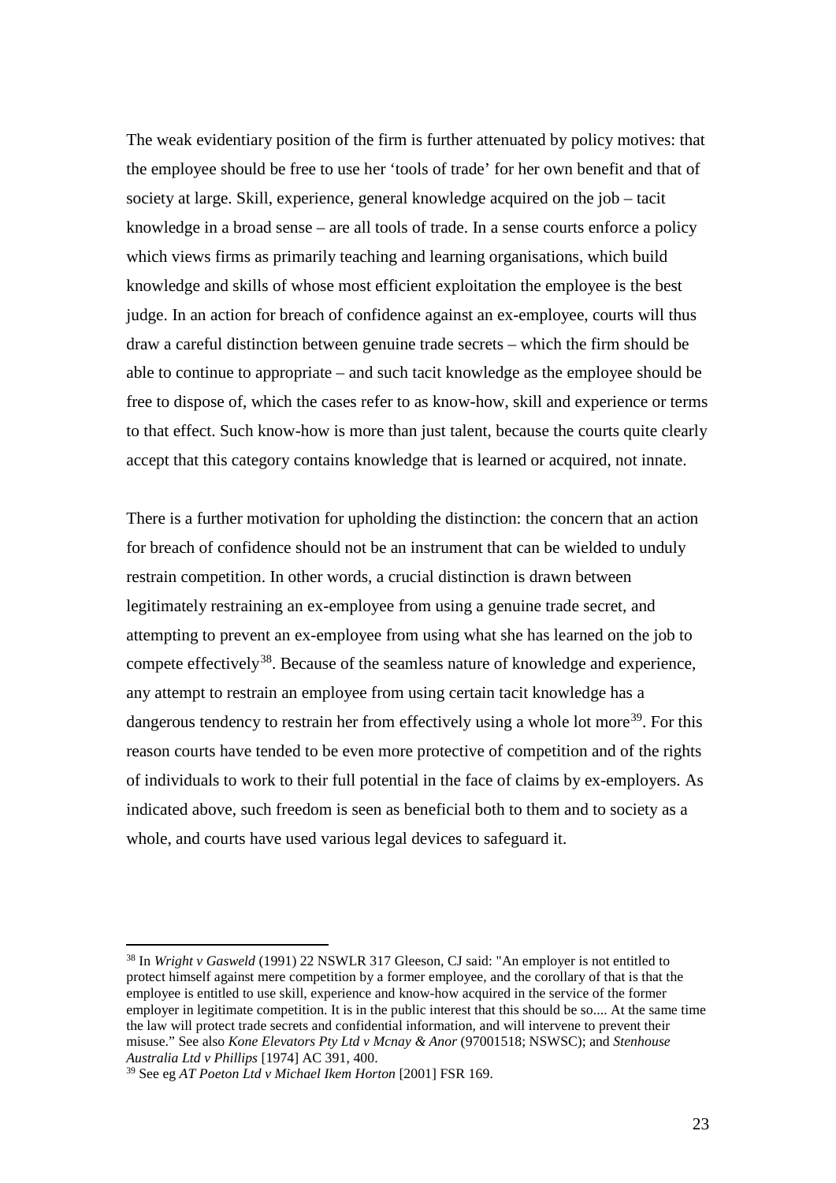The weak evidentiary position of the firm is further attenuated by policy motives: that the employee should be free to use her 'tools of trade' for her own benefit and that of society at large. Skill, experience, general knowledge acquired on the job – tacit knowledge in a broad sense – are all tools of trade. In a sense courts enforce a policy which views firms as primarily teaching and learning organisations, which build knowledge and skills of whose most efficient exploitation the employee is the best judge. In an action for breach of confidence against an ex-employee, courts will thus draw a careful distinction between genuine trade secrets – which the firm should be able to continue to appropriate – and such tacit knowledge as the employee should be free to dispose of, which the cases refer to as know-how, skill and experience or terms to that effect. Such know-how is more than just talent, because the courts quite clearly accept that this category contains knowledge that is learned or acquired, not innate.

There is a further motivation for upholding the distinction: the concern that an action for breach of confidence should not be an instrument that can be wielded to unduly restrain competition. In other words, a crucial distinction is drawn between legitimately restraining an ex-employee from using a genuine trade secret, and attempting to prevent an ex-employee from using what she has learned on the job to compete effectively[38]. Because of the seamless nature of knowledge and experience, any attempt to restrain an employee from using certain tacit knowledge has a dangerous tendency to restrain her from effectively using a whole lot more[39]. For this reason courts have tended to be even more protective of competition and of the rights of individuals to work to their full potential in the face of claims by ex-employers. As indicated above, such freedom is seen as beneficial both to them and to society as a whole, and courts have used various legal devices to safeguard it.

---

[38] In *Wright v Gasweld* (1991) 22 NSWLR 317 Gleeson, CJ said: "An employer is not entitled to protect himself against mere competition by a former employee, and the corollary of that is that the employee is entitled to use skill, experience and know-how acquired in the service of the former employer in legitimate competition. It is in the public interest that this should be so.... At the same time the law will protect trade secrets and confidential information, and will intervene to prevent their misuse." See also *Kone Elevators Pty Ltd v Mcnay & Anor* (97001518; NSWSC); and *Stenhouse Australia Ltd v Phillips* [1974] AC 391, 400.

[39] See eg *AT Poeton Ltd v Michael Ikem Horton* [2001] FSR 169.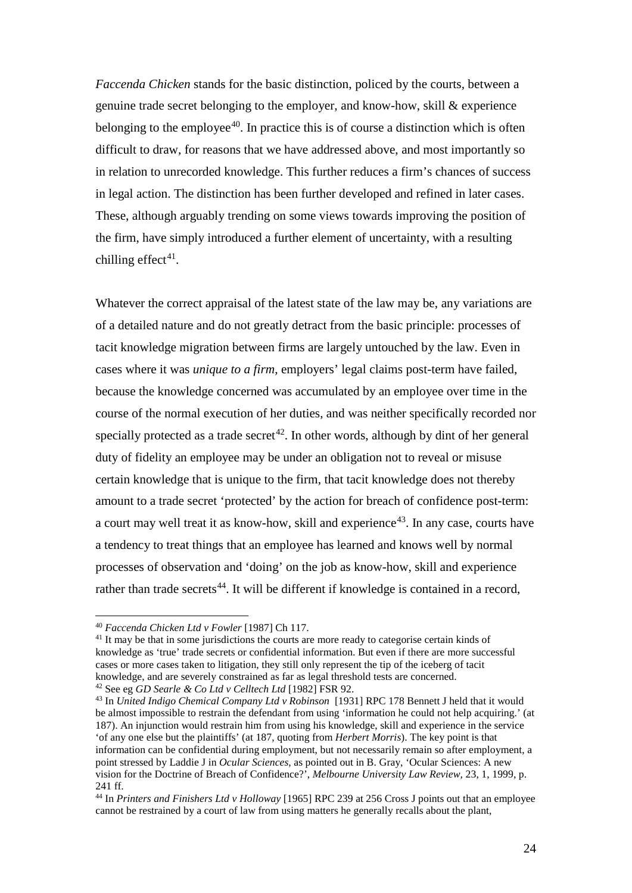*Faccenda Chicken* stands for the basic distinction, policed by the courts, between a genuine trade secret belonging to the employer, and know-how, skill & experience belonging to the employee[40]. In practice this is of course a distinction which is often difficult to draw, for reasons that we have addressed above, and most importantly so in relation to unrecorded knowledge. This further reduces a firm's chances of success in legal action. The distinction has been further developed and refined in later cases. These, although arguably trending on some views towards improving the position of the firm, have simply introduced a further element of uncertainty, with a resulting chilling effect[41].

Whatever the correct appraisal of the latest state of the law may be, any variations are of a detailed nature and do not greatly detract from the basic principle: processes of tacit knowledge migration between firms are largely untouched by the law. Even in cases where it was *unique to a firm*, employers' legal claims post-term have failed, because the knowledge concerned was accumulated by an employee over time in the course of the normal execution of her duties, and was neither specifically recorded nor specially protected as a trade secret[42]. In other words, although by dint of her general duty of fidelity an employee may be under an obligation not to reveal or misuse certain knowledge that is unique to the firm, that tacit knowledge does not thereby amount to a trade secret 'protected' by the action for breach of confidence post-term: a court may well treat it as know-how, skill and experience[43]. In any case, courts have a tendency to treat things that an employee has learned and knows well by normal processes of observation and 'doing' on the job as know-how, skill and experience rather than trade secrets[44]. It will be different if knowledge is contained in a record,

---

[40] *Faccenda Chicken Ltd v Fowler* [1987] Ch 117.

[41] It may be that in some jurisdictions the courts are more ready to categorise certain kinds of knowledge as 'true' trade secrets or confidential information. But even if there are more successful cases or more cases taken to litigation, they still only represent the tip of the iceberg of tacit knowledge, and are severely constrained as far as legal threshold tests are concerned.

[42] See eg *GD Searle & Co Ltd v Celltech Ltd* [1982] FSR 92.

[43] In *United Indigo Chemical Company Ltd v Robinson* [1931] RPC 178 Bennett J held that it would be almost impossible to restrain the defendant from using 'information he could not help acquiring.' (at 187). An injunction would restrain him from using his knowledge, skill and experience in the service 'of any one else but the plaintiffs' (at 187, quoting from *Herbert Morris*). The key point is that information can be confidential during employment, but not necessarily remain so after employment, a point stressed by Laddie J in *Ocular Sciences*, as pointed out in B. Gray, 'Ocular Sciences: A new vision for the Doctrine of Breach of Confidence?', *Melbourne University Law Review*, 23, 1, 1999, p. 241 ff.

[44] In *Printers and Finishers Ltd v Holloway* [1965] RPC 239 at 256 Cross J points out that an employee cannot be restrained by a court of law from using matters he generally recalls about the plant,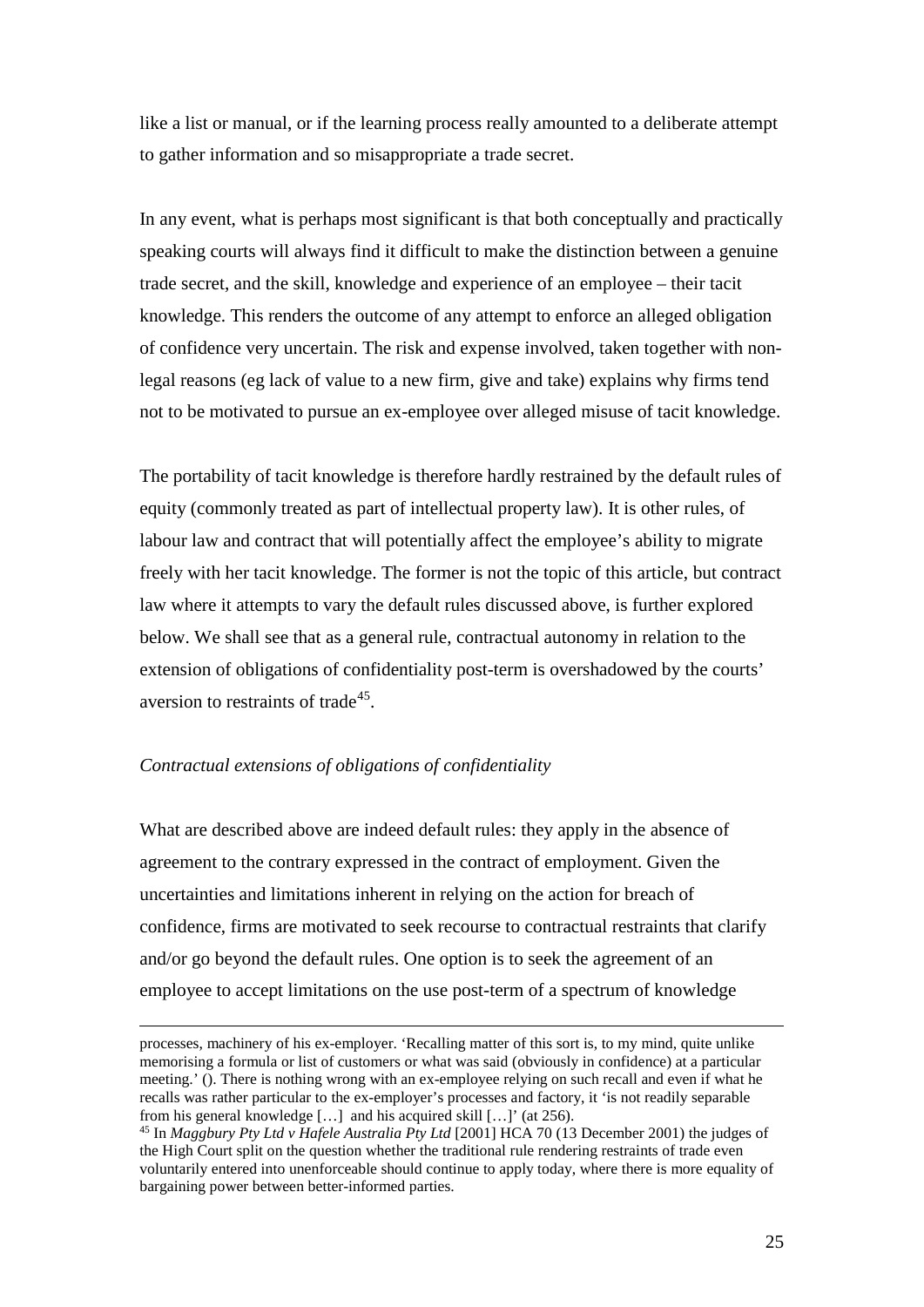like a list or manual, or if the learning process really amounted to a deliberate attempt to gather information and so misappropriate a trade secret.

In any event, what is perhaps most significant is that both conceptually and practically speaking courts will always find it difficult to make the distinction between a genuine trade secret, and the skill, knowledge and experience of an employee – their tacit knowledge. This renders the outcome of any attempt to enforce an alleged obligation of confidence very uncertain. The risk and expense involved, taken together with non-legal reasons (eg lack of value to a new firm, give and take) explains why firms tend not to be motivated to pursue an ex-employee over alleged misuse of tacit knowledge.

The portability of tacit knowledge is therefore hardly restrained by the default rules of equity (commonly treated as part of intellectual property law). It is other rules, of labour law and contract that will potentially affect the employee's ability to migrate freely with her tacit knowledge. The former is not the topic of this article, but contract law where it attempts to vary the default rules discussed above, is further explored below. We shall see that as a general rule, contractual autonomy in relation to the extension of obligations of confidentiality post-term is overshadowed by the courts' aversion to restraints of trade[45].

*Contractual extensions of obligations of confidentiality*

What are described above are indeed default rules: they apply in the absence of agreement to the contrary expressed in the contract of employment. Given the uncertainties and limitations inherent in relying on the action for breach of confidence, firms are motivated to seek recourse to contractual restraints that clarify and/or go beyond the default rules. One option is to seek the agreement of an employee to accept limitations on the use post-term of a spectrum of knowledge

---

processes, machinery of his ex-employer. 'Recalling matter of this sort is, to my mind, quite unlike memorising a formula or list of customers or what was said (obviously in confidence) at a particular meeting.' (). There is nothing wrong with an ex-employee relying on such recall and even if what he recalls was rather particular to the ex-employer's processes and factory, it 'is not readily separable from his general knowledge […] and his acquired skill […]' (at 256).

[45] In *Maggbury Pty Ltd v Hafele Australia Pty Ltd* [2001] HCA 70 (13 December 2001) the judges of the High Court split on the question whether the traditional rule rendering restraints of trade even voluntarily entered into unenforceable should continue to apply today, where there is more equality of bargaining power between better-informed parties.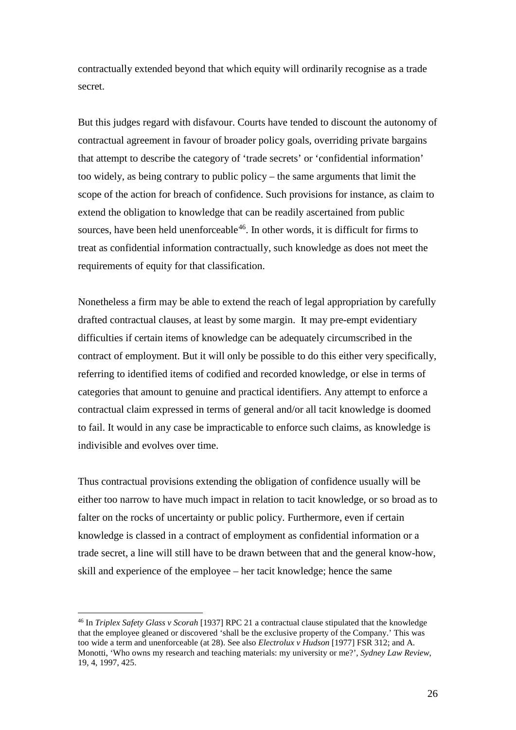contractually extended beyond that which equity will ordinarily recognise as a trade secret.

But this judges regard with disfavour. Courts have tended to discount the autonomy of contractual agreement in favour of broader policy goals, overriding private bargains that attempt to describe the category of 'trade secrets' or 'confidential information' too widely, as being contrary to public policy – the same arguments that limit the scope of the action for breach of confidence. Such provisions for instance, as claim to extend the obligation to knowledge that can be readily ascertained from public sources, have been held unenforceable[46]. In other words, it is difficult for firms to treat as confidential information contractually, such knowledge as does not meet the requirements of equity for that classification.

Nonetheless a firm may be able to extend the reach of legal appropriation by carefully drafted contractual clauses, at least by some margin. It may pre-empt evidentiary difficulties if certain items of knowledge can be adequately circumscribed in the contract of employment. But it will only be possible to do this either very specifically, referring to identified items of codified and recorded knowledge, or else in terms of categories that amount to genuine and practical identifiers. Any attempt to enforce a contractual claim expressed in terms of general and/or all tacit knowledge is doomed to fail. It would in any case be impracticable to enforce such claims, as knowledge is indivisible and evolves over time.

Thus contractual provisions extending the obligation of confidence usually will be either too narrow to have much impact in relation to tacit knowledge, or so broad as to falter on the rocks of uncertainty or public policy. Furthermore, even if certain knowledge is classed in a contract of employment as confidential information or a trade secret, a line will still have to be drawn between that and the general know-how, skill and experience of the employee – her tacit knowledge; hence the same

---

[46] In *Triplex Safety Glass v Scorah* [1937] RPC 21 a contractual clause stipulated that the knowledge that the employee gleaned or discovered 'shall be the exclusive property of the Company.' This was too wide a term and unenforceable (at 28). See also *Electrolux v Hudson* [1977] FSR 312; and A. Monotti, 'Who owns my research and teaching materials: my university or me?', *Sydney Law Review,* 19, 4, 1997, 425.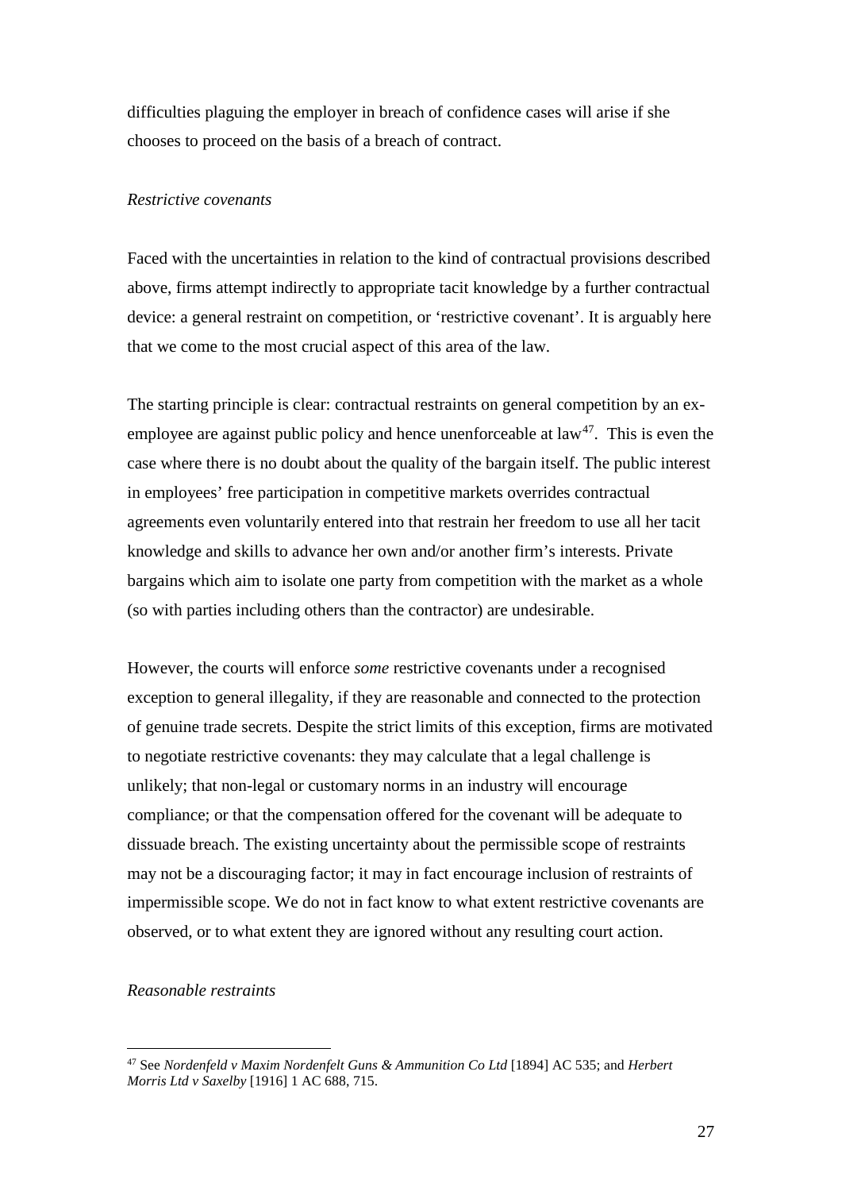difficulties plaguing the employer in breach of confidence cases will arise if she chooses to proceed on the basis of a breach of contract.

*Restrictive covenants*

Faced with the uncertainties in relation to the kind of contractual provisions described above, firms attempt indirectly to appropriate tacit knowledge by a further contractual device: a general restraint on competition, or 'restrictive covenant'. It is arguably here that we come to the most crucial aspect of this area of the law.

The starting principle is clear: contractual restraints on general competition by an ex-employee are against public policy and hence unenforceable at law[47]. This is even the case where there is no doubt about the quality of the bargain itself. The public interest in employees' free participation in competitive markets overrides contractual agreements even voluntarily entered into that restrain her freedom to use all her tacit knowledge and skills to advance her own and/or another firm's interests. Private bargains which aim to isolate one party from competition with the market as a whole (so with parties including others than the contractor) are undesirable.

However, the courts will enforce *some* restrictive covenants under a recognised exception to general illegality, if they are reasonable and connected to the protection of genuine trade secrets. Despite the strict limits of this exception, firms are motivated to negotiate restrictive covenants: they may calculate that a legal challenge is unlikely; that non-legal or customary norms in an industry will encourage compliance; or that the compensation offered for the covenant will be adequate to dissuade breach. The existing uncertainty about the permissible scope of restraints may not be a discouraging factor; it may in fact encourage inclusion of restraints of impermissible scope. We do not in fact know to what extent restrictive covenants are observed, or to what extent they are ignored without any resulting court action.

*Reasonable restraints*

[47] See *Nordenfeld v Maxim Nordenfelt Guns & Ammunition Co Ltd* [1894] AC 535; and *Herbert Morris Ltd v Saxelby* [1916] 1 AC 688, 715.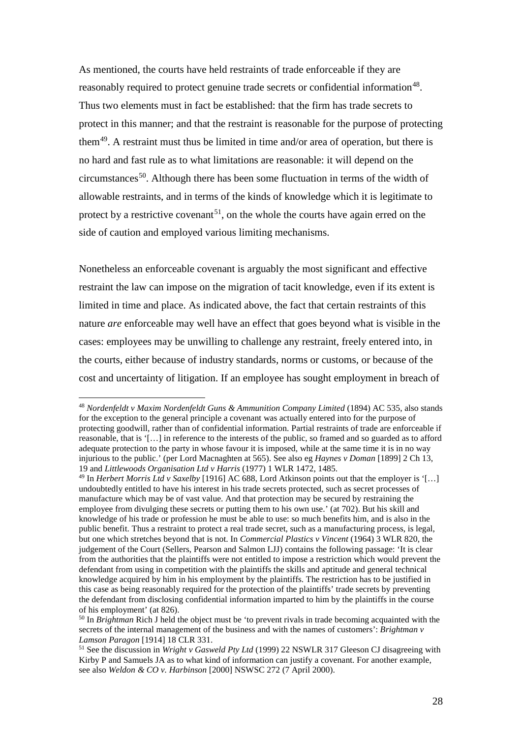As mentioned, the courts have held restraints of trade enforceable if they are reasonably required to protect genuine trade secrets or confidential information[48]. Thus two elements must in fact be established: that the firm has trade secrets to protect in this manner; and that the restraint is reasonable for the purpose of protecting them[49]. A restraint must thus be limited in time and/or area of operation, but there is no hard and fast rule as to what limitations are reasonable: it will depend on the circumstances[50]. Although there has been some fluctuation in terms of the width of allowable restraints, and in terms of the kinds of knowledge which it is legitimate to protect by a restrictive covenant[51], on the whole the courts have again erred on the side of caution and employed various limiting mechanisms.

Nonetheless an enforceable covenant is arguably the most significant and effective restraint the law can impose on the migration of tacit knowledge, even if its extent is limited in time and place. As indicated above, the fact that certain restraints of this nature *are* enforceable may well have an effect that goes beyond what is visible in the cases: employees may be unwilling to challenge any restraint, freely entered into, in the courts, either because of industry standards, norms or customs, or because of the cost and uncertainty of litigation. If an employee has sought employment in breach of

---

[48] *Nordenfeldt v Maxim Nordenfeldt Guns & Ammunition Company Limited* (1894) AC 535, also stands for the exception to the general principle a covenant was actually entered into for the purpose of protecting goodwill, rather than of confidential information. Partial restraints of trade are enforceable if reasonable, that is '[…] in reference to the interests of the public, so framed and so guarded as to afford adequate protection to the party in whose favour it is imposed, while at the same time it is in no way injurious to the public.' (per Lord Macnaghten at 565). See also eg *Haynes v Doman* [1899] 2 Ch 13, 19 and *Littlewoods Organisation Ltd v Harris* (1977) 1 WLR 1472, 1485.

[49] In *Herbert Morris Ltd v Saxelby* [1916] AC 688, Lord Atkinson points out that the employer is '[…] undoubtedly entitled to have his interest in his trade secrets protected, such as secret processes of manufacture which may be of vast value. And that protection may be secured by restraining the employee from divulging these secrets or putting them to his own use.' (at 702). But his skill and knowledge of his trade or profession he must be able to use: so much benefits him, and is also in the public benefit. Thus a restraint to protect a real trade secret, such as a manufacturing process, is legal, but one which stretches beyond that is not. In *Commercial Plastics v Vincent* (1964) 3 WLR 820, the judgement of the Court (Sellers, Pearson and Salmon LJJ) contains the following passage: 'It is clear from the authorities that the plaintiffs were not entitled to impose a restriction which would prevent the defendant from using in competition with the plaintiffs the skills and aptitude and general technical knowledge acquired by him in his employment by the plaintiffs. The restriction has to be justified in this case as being reasonably required for the protection of the plaintiffs' trade secrets by preventing the defendant from disclosing confidential information imparted to him by the plaintiffs in the course of his employment' (at 826).

[50] In *Brightman* Rich J held the object must be 'to prevent rivals in trade becoming acquainted with the secrets of the internal management of the business and with the names of customers': *Brightman v Lamson Paragon* [1914] 18 CLR 331.

[51] See the discussion in *Wright v Gasweld Pty Ltd* (1999) 22 NSWLR 317 Gleeson CJ disagreeing with Kirby P and Samuels JA as to what kind of information can justify a covenant. For another example, see also *Weldon & CO v. Harbinson* [2000] NSWSC 272 (7 April 2000).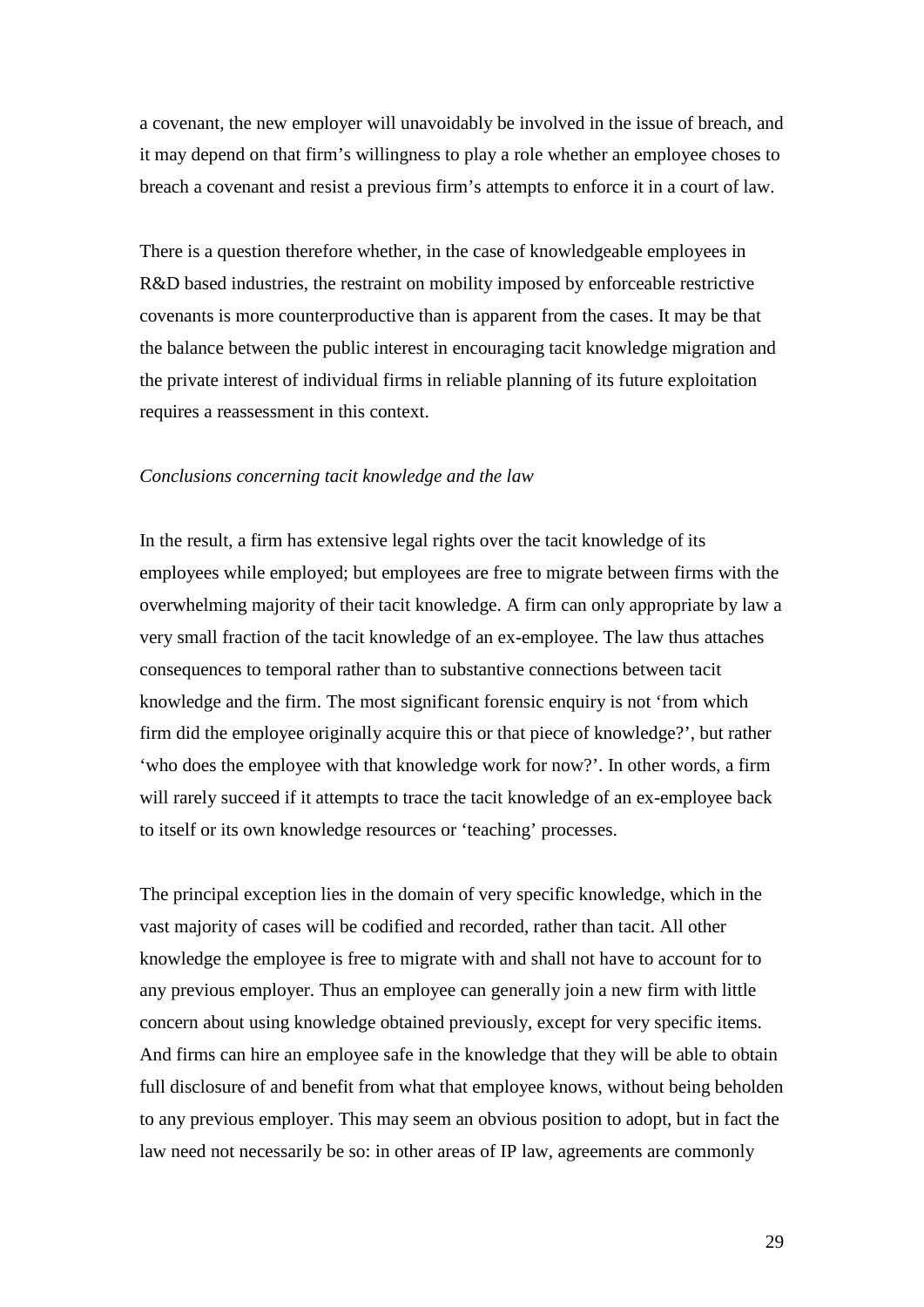a covenant, the new employer will unavoidably be involved in the issue of breach, and it may depend on that firm's willingness to play a role whether an employee choses to breach a covenant and resist a previous firm's attempts to enforce it in a court of law.

There is a question therefore whether, in the case of knowledgeable employees in R&D based industries, the restraint on mobility imposed by enforceable restrictive covenants is more counterproductive than is apparent from the cases. It may be that the balance between the public interest in encouraging tacit knowledge migration and the private interest of individual firms in reliable planning of its future exploitation requires a reassessment in this context.

*Conclusions concerning tacit knowledge and the law*

In the result, a firm has extensive legal rights over the tacit knowledge of its employees while employed; but employees are free to migrate between firms with the overwhelming majority of their tacit knowledge. A firm can only appropriate by law a very small fraction of the tacit knowledge of an ex-employee. The law thus attaches consequences to temporal rather than to substantive connections between tacit knowledge and the firm. The most significant forensic enquiry is not 'from which firm did the employee originally acquire this or that piece of knowledge?', but rather 'who does the employee with that knowledge work for now?'. In other words, a firm will rarely succeed if it attempts to trace the tacit knowledge of an ex-employee back to itself or its own knowledge resources or 'teaching' processes.

The principal exception lies in the domain of very specific knowledge, which in the vast majority of cases will be codified and recorded, rather than tacit. All other knowledge the employee is free to migrate with and shall not have to account for to any previous employer. Thus an employee can generally join a new firm with little concern about using knowledge obtained previously, except for very specific items. And firms can hire an employee safe in the knowledge that they will be able to obtain full disclosure of and benefit from what that employee knows, without being beholden to any previous employer. This may seem an obvious position to adopt, but in fact the law need not necessarily be so: in other areas of IP law, agreements are commonly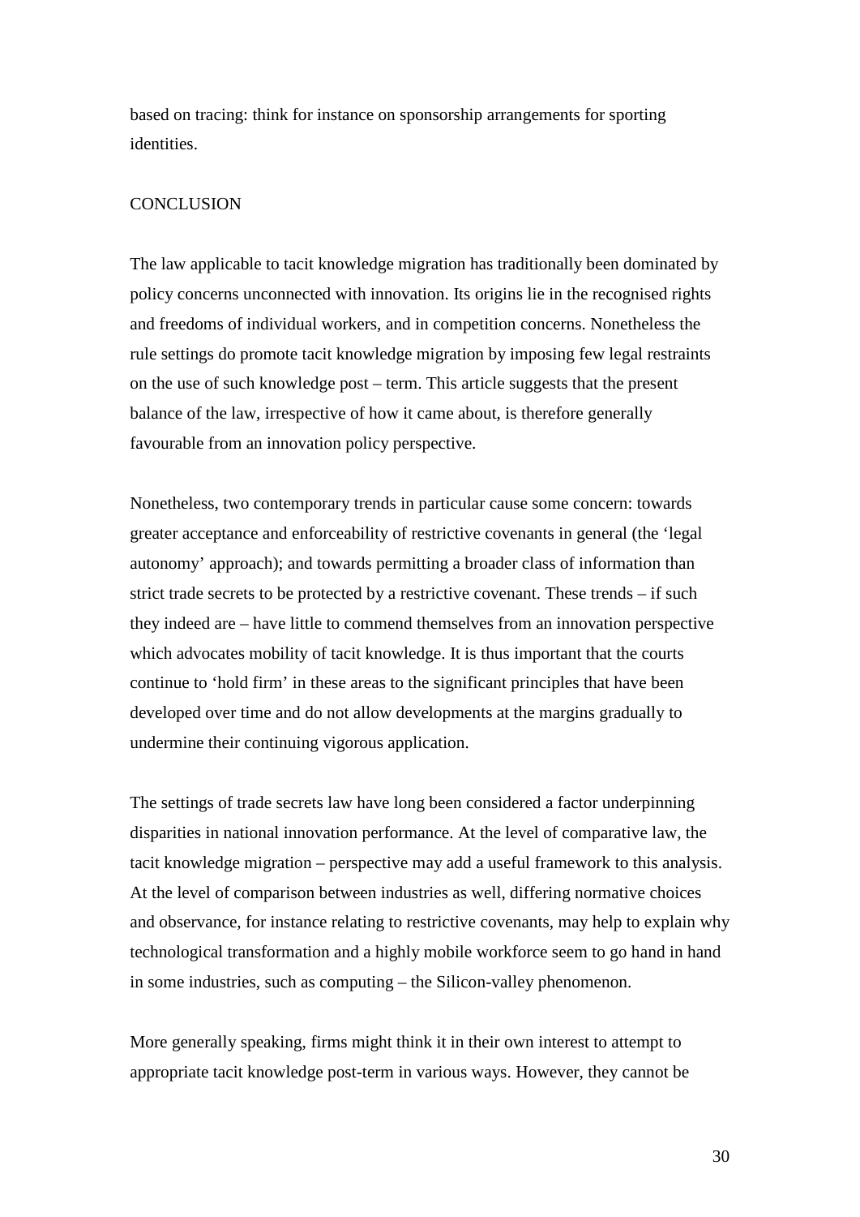based on tracing: think for instance on sponsorship arrangements for sporting identities.

## CONCLUSION

The law applicable to tacit knowledge migration has traditionally been dominated by policy concerns unconnected with innovation. Its origins lie in the recognised rights and freedoms of individual workers, and in competition concerns. Nonetheless the rule settings do promote tacit knowledge migration by imposing few legal restraints on the use of such knowledge post – term. This article suggests that the present balance of the law, irrespective of how it came about, is therefore generally favourable from an innovation policy perspective.

Nonetheless, two contemporary trends in particular cause some concern: towards greater acceptance and enforceability of restrictive covenants in general (the 'legal autonomy' approach); and towards permitting a broader class of information than strict trade secrets to be protected by a restrictive covenant. These trends – if such they indeed are – have little to commend themselves from an innovation perspective which advocates mobility of tacit knowledge. It is thus important that the courts continue to 'hold firm' in these areas to the significant principles that have been developed over time and do not allow developments at the margins gradually to undermine their continuing vigorous application.

The settings of trade secrets law have long been considered a factor underpinning disparities in national innovation performance. At the level of comparative law, the tacit knowledge migration – perspective may add a useful framework to this analysis. At the level of comparison between industries as well, differing normative choices and observance, for instance relating to restrictive covenants, may help to explain why technological transformation and a highly mobile workforce seem to go hand in hand in some industries, such as computing – the Silicon-valley phenomenon.

More generally speaking, firms might think it in their own interest to attempt to appropriate tacit knowledge post-term in various ways. However, they cannot be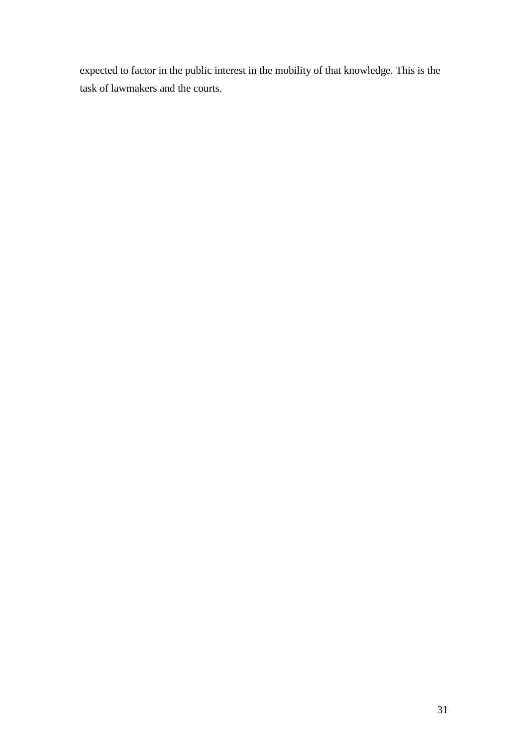expected to factor in the public interest in the mobility of that knowledge. This is the task of lawmakers and the courts.